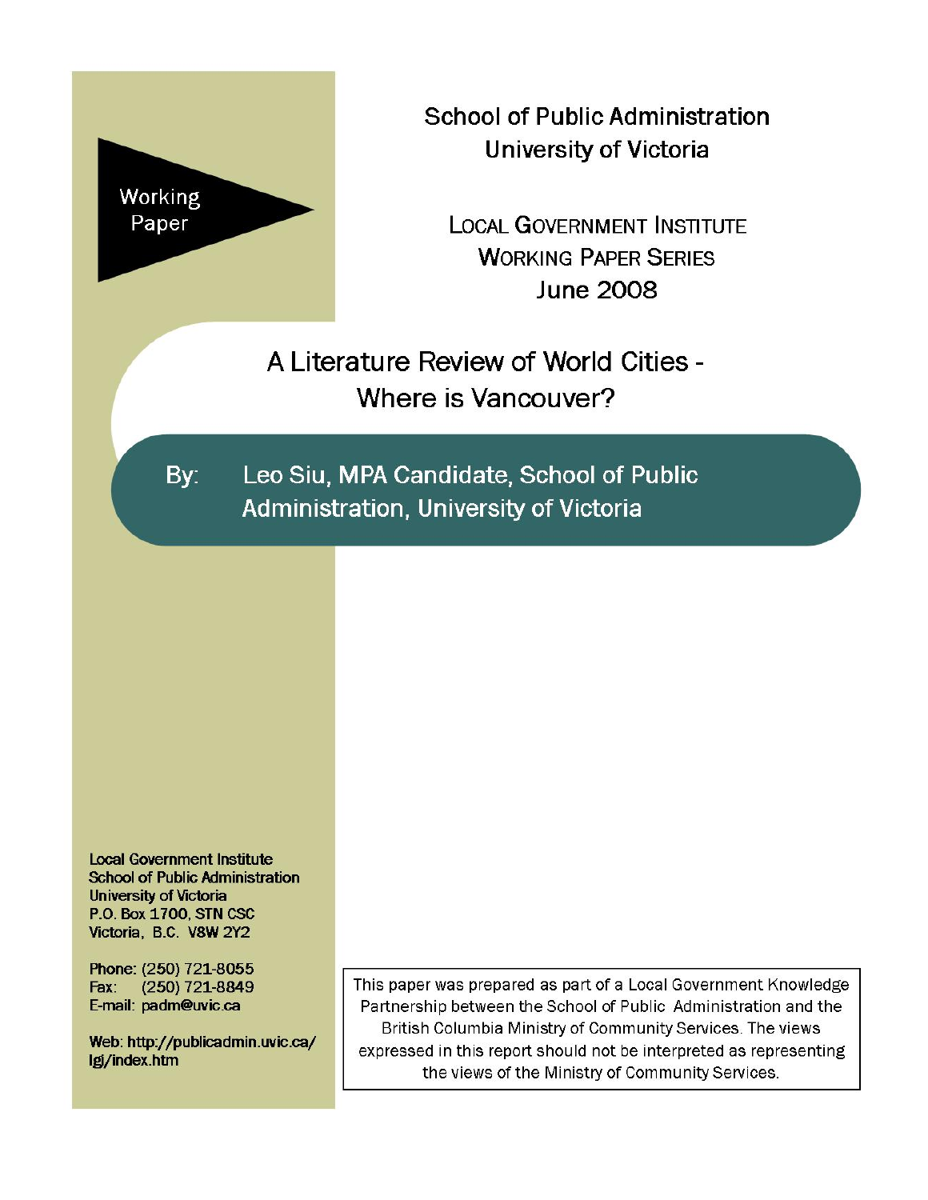Working Paper

School of Public Administration
University of Victoria

LOCAL GOVERNMENT INSTITUTE
WORKING PAPER SERIES
June 2008

# A Literature Review of World Cities - Where is Vancouver?

By: Leo Siu, MPA Candidate, School of Public Administration, University of Victoria

Local Government Institute
School of Public Administration
University of Victoria
P.O. Box 1700, STN CSC
Victoria, B.C. V8W 2Y2

Phone: (250) 721-8055
Fax: (250) 721-8849
E-mail: padm@uvic.ca

Web: http://publicadmin.uvic.ca/lgi/index.htm

This paper was prepared as part of a Local Government Knowledge Partnership between the School of Public Administration and the British Columbia Ministry of Community Services. The views expressed in this report should not be interpreted as representing the views of the Ministry of Community Services.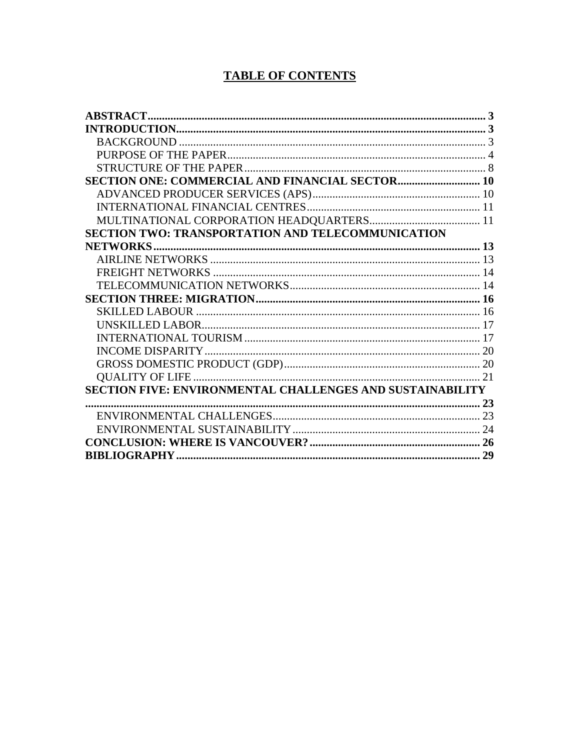# TABLE OF CONTENTS

**ABSTRACT** ........................................................ **3**
**INTRODUCTION** ........................................................ **3**
- BACKGROUND ........................................................ 3
- PURPOSE OF THE PAPER ........................................................ 4
- STRUCTURE OF THE PAPER ........................................................ 8

**SECTION ONE: COMMERCIAL AND FINANCIAL SECTOR** ........................................................ **10**
- ADVANCED PRODUCER SERVICES (APS) ........................................................ 10
- INTERNATIONAL FINANCIAL CENTRES ........................................................ 11
- MULTINATIONAL CORPORATION HEADQUARTERS ........................................................ 11

**SECTION TWO: TRANSPORTATION AND TELECOMMUNICATION NETWORKS** ........................................................ **13**
- AIRLINE NETWORKS ........................................................ 13
- FREIGHT NETWORKS ........................................................ 14
- TELECOMMUNICATION NETWORKS ........................................................ 14

**SECTION THREE: MIGRATION** ........................................................ **16**
- SKILLED LABOUR ........................................................ 16
- UNSKILLED LABOR ........................................................ 17
- INTERNATIONAL TOURISM ........................................................ 17
- INCOME DISPARITY ........................................................ 20
- GROSS DOMESTIC PRODUCT (GDP) ........................................................ 20
- QUALITY OF LIFE ........................................................ 21

**SECTION FIVE: ENVIRONMENTAL CHALLENGES AND SUSTAINABILITY** ........................................................ **23**
- ENVIRONMENTAL CHALLENGES ........................................................ 23
- ENVIRONMENTAL SUSTAINABILITY ........................................................ 24

**CONCLUSION: WHERE IS VANCOUVER?** ........................................................ **26**
**BIBLIOGRAPHY** ........................................................ **29**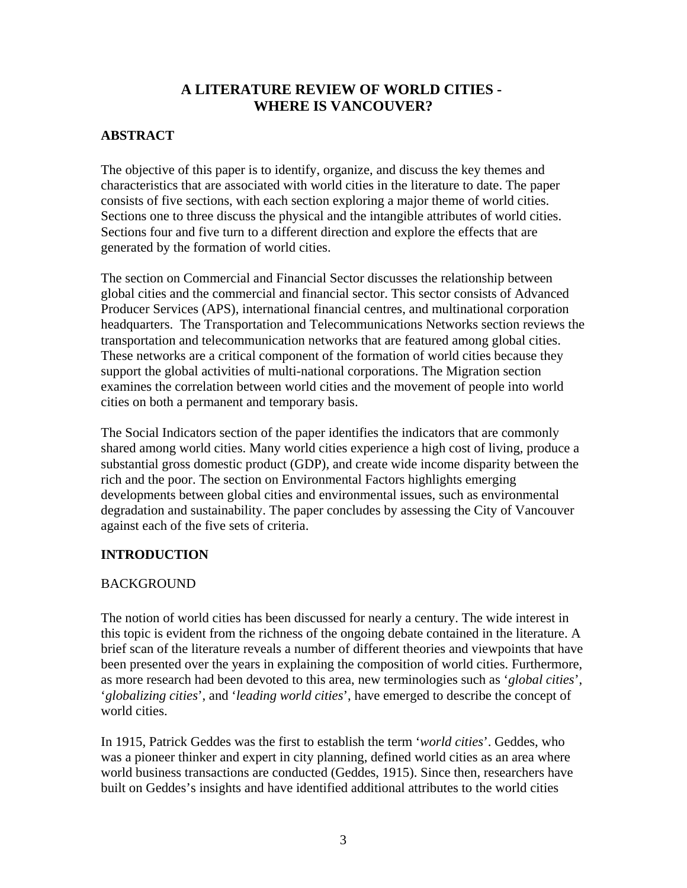# A LITERATURE REVIEW OF WORLD CITIES - WHERE IS VANCOUVER?

## ABSTRACT

The objective of this paper is to identify, organize, and discuss the key themes and characteristics that are associated with world cities in the literature to date. The paper consists of five sections, with each section exploring a major theme of world cities. Sections one to three discuss the physical and the intangible attributes of world cities. Sections four and five turn to a different direction and explore the effects that are generated by the formation of world cities.

The section on Commercial and Financial Sector discusses the relationship between global cities and the commercial and financial sector. This sector consists of Advanced Producer Services (APS), international financial centres, and multinational corporation headquarters. The Transportation and Telecommunications Networks section reviews the transportation and telecommunication networks that are featured among global cities. These networks are a critical component of the formation of world cities because they support the global activities of multi-national corporations. The Migration section examines the correlation between world cities and the movement of people into world cities on both a permanent and temporary basis.

The Social Indicators section of the paper identifies the indicators that are commonly shared among world cities. Many world cities experience a high cost of living, produce a substantial gross domestic product (GDP), and create wide income disparity between the rich and the poor. The section on Environmental Factors highlights emerging developments between global cities and environmental issues, such as environmental degradation and sustainability. The paper concludes by assessing the City of Vancouver against each of the five sets of criteria.

## INTRODUCTION

### BACKGROUND

The notion of world cities has been discussed for nearly a century. The wide interest in this topic is evident from the richness of the ongoing debate contained in the literature. A brief scan of the literature reveals a number of different theories and viewpoints that have been presented over the years in explaining the composition of world cities. Furthermore, as more research had been devoted to this area, new terminologies such as '*global cities*', '*globalizing cities*', and '*leading world cities*', have emerged to describe the concept of world cities.

In 1915, Patrick Geddes was the first to establish the term '*world cities*'. Geddes, who was a pioneer thinker and expert in city planning, defined world cities as an area where world business transactions are conducted (Geddes, 1915). Since then, researchers have built on Geddes's insights and have identified additional attributes to the world cities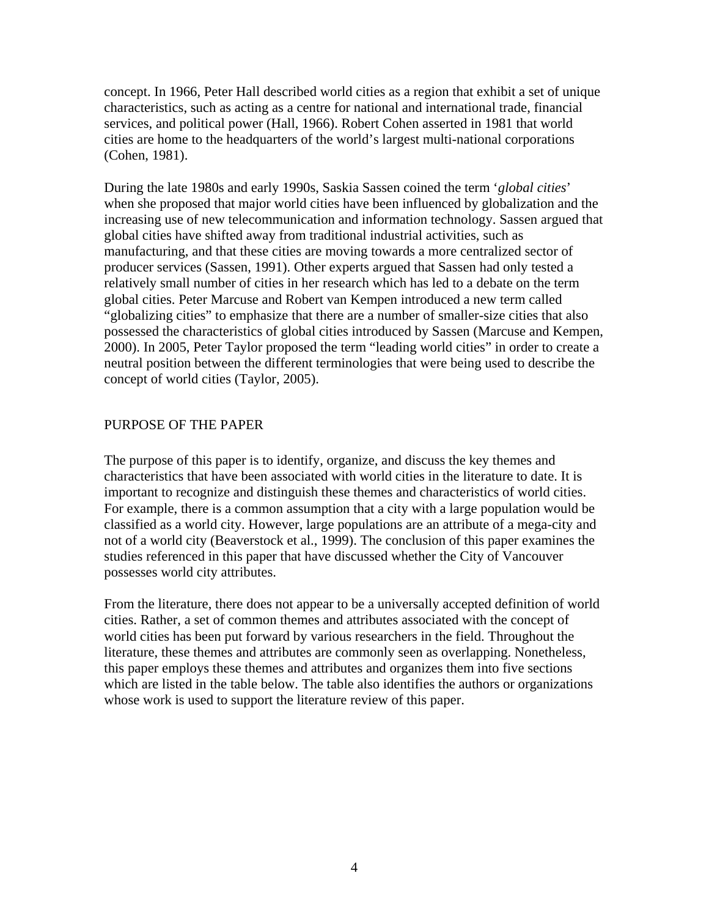concept. In 1966, Peter Hall described world cities as a region that exhibit a set of unique characteristics, such as acting as a centre for national and international trade, financial services, and political power (Hall, 1966). Robert Cohen asserted in 1981 that world cities are home to the headquarters of the world's largest multi-national corporations (Cohen, 1981).

During the late 1980s and early 1990s, Saskia Sassen coined the term '*global cities*' when she proposed that major world cities have been influenced by globalization and the increasing use of new telecommunication and information technology. Sassen argued that global cities have shifted away from traditional industrial activities, such as manufacturing, and that these cities are moving towards a more centralized sector of producer services (Sassen, 1991). Other experts argued that Sassen had only tested a relatively small number of cities in her research which has led to a debate on the term global cities. Peter Marcuse and Robert van Kempen introduced a new term called "globalizing cities" to emphasize that there are a number of smaller-size cities that also possessed the characteristics of global cities introduced by Sassen (Marcuse and Kempen, 2000). In 2005, Peter Taylor proposed the term "leading world cities" in order to create a neutral position between the different terminologies that were being used to describe the concept of world cities (Taylor, 2005).

## PURPOSE OF THE PAPER

The purpose of this paper is to identify, organize, and discuss the key themes and characteristics that have been associated with world cities in the literature to date. It is important to recognize and distinguish these themes and characteristics of world cities. For example, there is a common assumption that a city with a large population would be classified as a world city. However, large populations are an attribute of a mega-city and not of a world city (Beaverstock et al., 1999). The conclusion of this paper examines the studies referenced in this paper that have discussed whether the City of Vancouver possesses world city attributes.

From the literature, there does not appear to be a universally accepted definition of world cities. Rather, a set of common themes and attributes associated with the concept of world cities has been put forward by various researchers in the field. Throughout the literature, these themes and attributes are commonly seen as overlapping. Nonetheless, this paper employs these themes and attributes and organizes them into five sections which are listed in the table below. The table also identifies the authors or organizations whose work is used to support the literature review of this paper.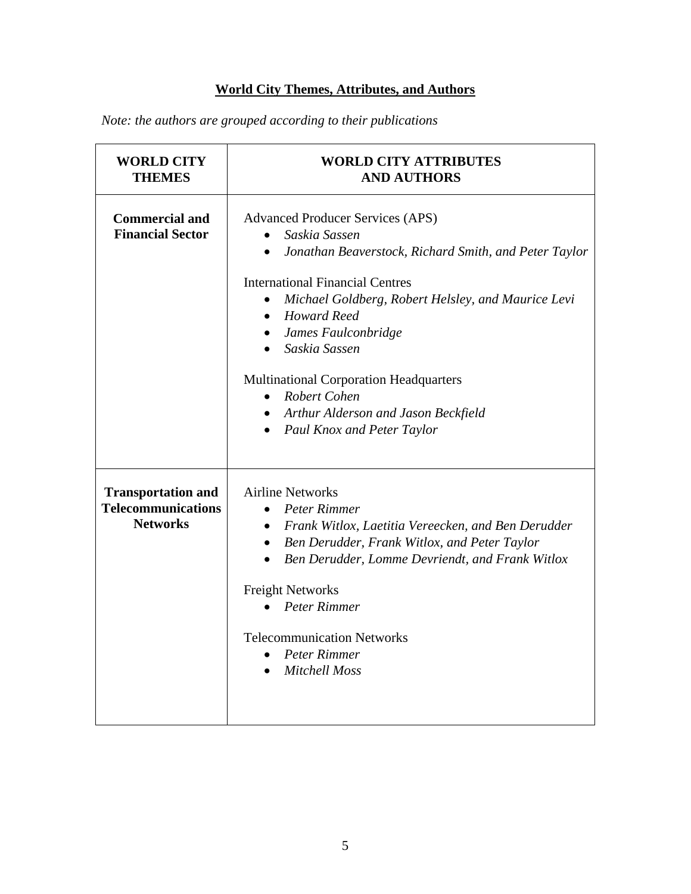## World City Themes, Attributes, and Authors

*Note: the authors are grouped according to their publications*

| WORLD CITY THEMES | WORLD CITY ATTRIBUTES AND AUTHORS |
| --- | --- |
| **Commercial and Financial Sector** | Advanced Producer Services (APS)<br>• *Saskia Sassen*<br>• *Jonathan Beaverstock, Richard Smith, and Peter Taylor*<br><br>International Financial Centres<br>• *Michael Goldberg, Robert Helsley, and Maurice Levi*<br>• *Howard Reed*<br>• *James Faulconbridge*<br>• *Saskia Sassen*<br><br>Multinational Corporation Headquarters<br>• *Robert Cohen*<br>• *Arthur Alderson and Jason Beckfield*<br>• *Paul Knox and Peter Taylor* |
| **Transportation and Telecommunications Networks** | Airline Networks<br>• *Peter Rimmer*<br>• *Frank Witlox, Laetitia Vereecken, and Ben Derudder*<br>• *Ben Derudder, Frank Witlox, and Peter Taylor*<br>• *Ben Derudder, Lomme Devriendt, and Frank Witlox*<br><br>Freight Networks<br>• *Peter Rimmer*<br><br>Telecommunication Networks<br>• *Peter Rimmer*<br>• *Mitchell Moss* |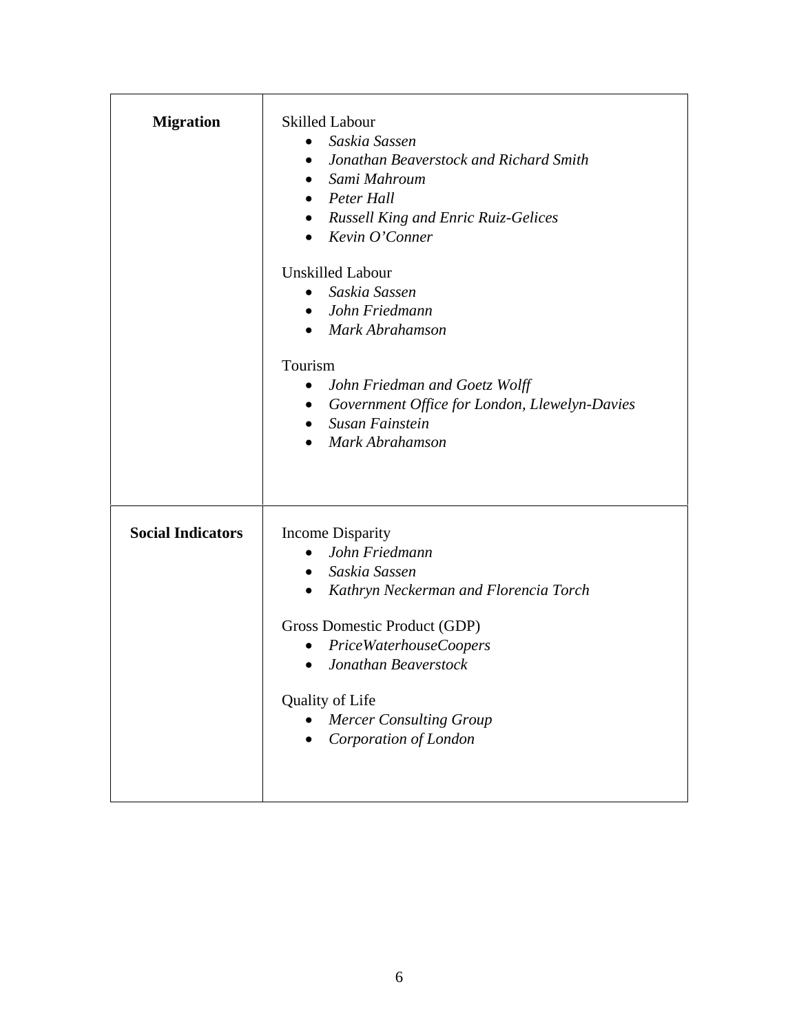| | |
|---|---|
| **Migration** | Skilled Labour<br>• *Saskia Sassen*<br>• *Jonathan Beaverstock and Richard Smith*<br>• *Sami Mahroum*<br>• *Peter Hall*<br>• *Russell King and Enric Ruiz-Gelices*<br>• *Kevin O'Conner*<br><br>Unskilled Labour<br>• *Saskia Sassen*<br>• *John Friedmann*<br>• *Mark Abrahamson*<br><br>Tourism<br>• *John Friedman and Goetz Wolff*<br>• *Government Office for London, Llewelyn-Davies*<br>• *Susan Fainstein*<br>• *Mark Abrahamson* |
| **Social Indicators** | Income Disparity<br>• *John Friedmann*<br>• *Saskia Sassen*<br>• *Kathryn Neckerman and Florencia Torch*<br><br>Gross Domestic Product (GDP)<br>• *PriceWaterhouseCoopers*<br>• *Jonathan Beaverstock*<br><br>Quality of Life<br>• *Mercer Consulting Group*<br>• *Corporation of London* |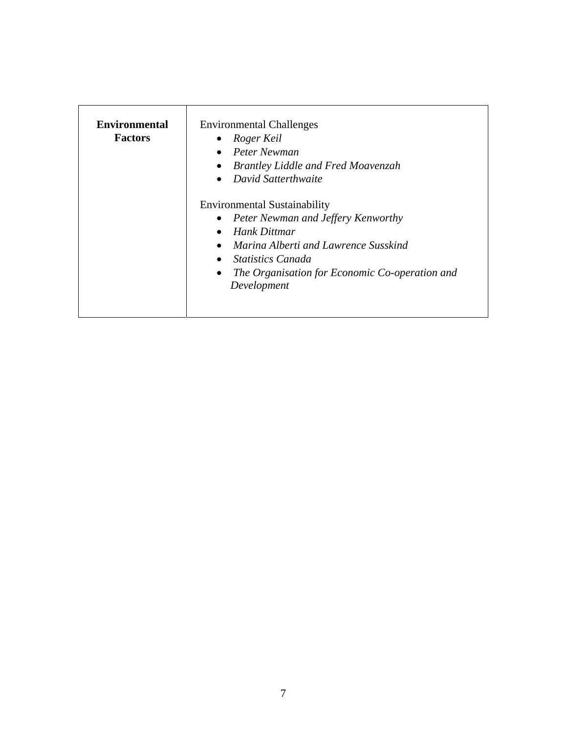| **Environmental Factors** | Environmental Challenges<br>• *Roger Keil*<br>• *Peter Newman*<br>• *Brantley Liddle and Fred Moavenzah*<br>• *David Satterthwaite*<br><br>Environmental Sustainability<br>• *Peter Newman and Jeffery Kenworthy*<br>• *Hank Dittmar*<br>• *Marina Alberti and Lawrence Susskind*<br>• *Statistics Canada*<br>• *The Organisation for Economic Co-operation and Development* |
|---|---|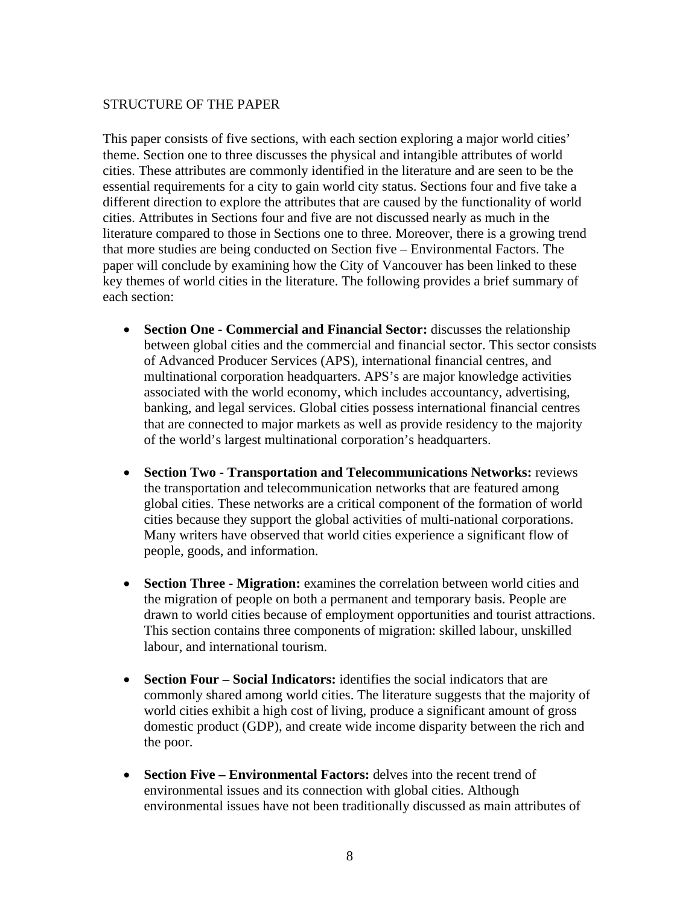## STRUCTURE OF THE PAPER

This paper consists of five sections, with each section exploring a major world cities' theme. Section one to three discusses the physical and intangible attributes of world cities. These attributes are commonly identified in the literature and are seen to be the essential requirements for a city to gain world city status. Sections four and five take a different direction to explore the attributes that are caused by the functionality of world cities. Attributes in Sections four and five are not discussed nearly as much in the literature compared to those in Sections one to three. Moreover, there is a growing trend that more studies are being conducted on Section five – Environmental Factors. The paper will conclude by examining how the City of Vancouver has been linked to these key themes of world cities in the literature. The following provides a brief summary of each section:

- **Section One - Commercial and Financial Sector:** discusses the relationship between global cities and the commercial and financial sector. This sector consists of Advanced Producer Services (APS), international financial centres, and multinational corporation headquarters. APS's are major knowledge activities associated with the world economy, which includes accountancy, advertising, banking, and legal services. Global cities possess international financial centres that are connected to major markets as well as provide residency to the majority of the world's largest multinational corporation's headquarters.

- **Section Two - Transportation and Telecommunications Networks:** reviews the transportation and telecommunication networks that are featured among global cities. These networks are a critical component of the formation of world cities because they support the global activities of multi-national corporations. Many writers have observed that world cities experience a significant flow of people, goods, and information.

- **Section Three - Migration:** examines the correlation between world cities and the migration of people on both a permanent and temporary basis. People are drawn to world cities because of employment opportunities and tourist attractions. This section contains three components of migration: skilled labour, unskilled labour, and international tourism.

- **Section Four – Social Indicators:** identifies the social indicators that are commonly shared among world cities. The literature suggests that the majority of world cities exhibit a high cost of living, produce a significant amount of gross domestic product (GDP), and create wide income disparity between the rich and the poor.

- **Section Five – Environmental Factors:** delves into the recent trend of environmental issues and its connection with global cities. Although environmental issues have not been traditionally discussed as main attributes of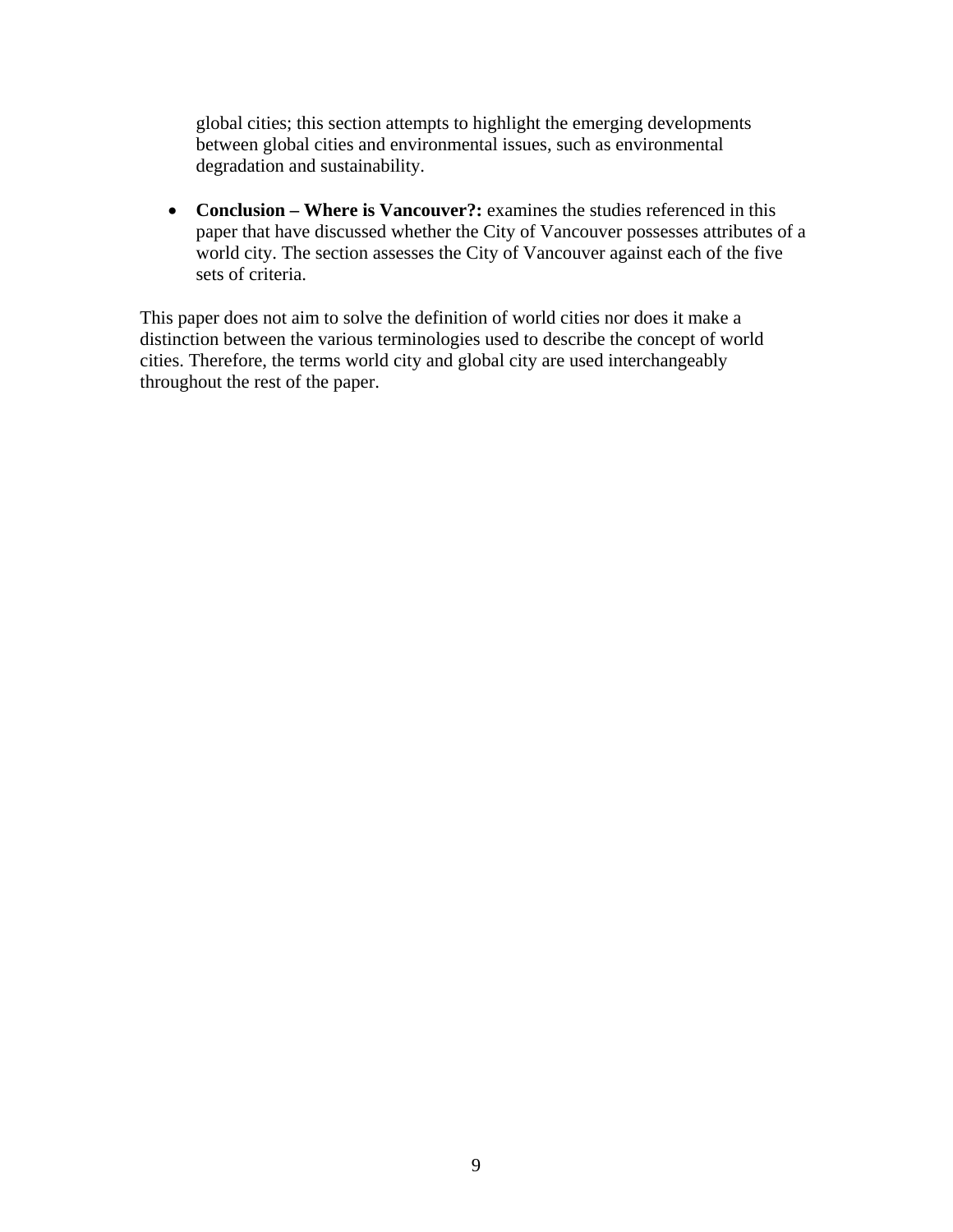global cities; this section attempts to highlight the emerging developments between global cities and environmental issues, such as environmental degradation and sustainability.

- **Conclusion – Where is Vancouver?:** examines the studies referenced in this paper that have discussed whether the City of Vancouver possesses attributes of a world city. The section assesses the City of Vancouver against each of the five sets of criteria.

This paper does not aim to solve the definition of world cities nor does it make a distinction between the various terminologies used to describe the concept of world cities. Therefore, the terms world city and global city are used interchangeably throughout the rest of the paper.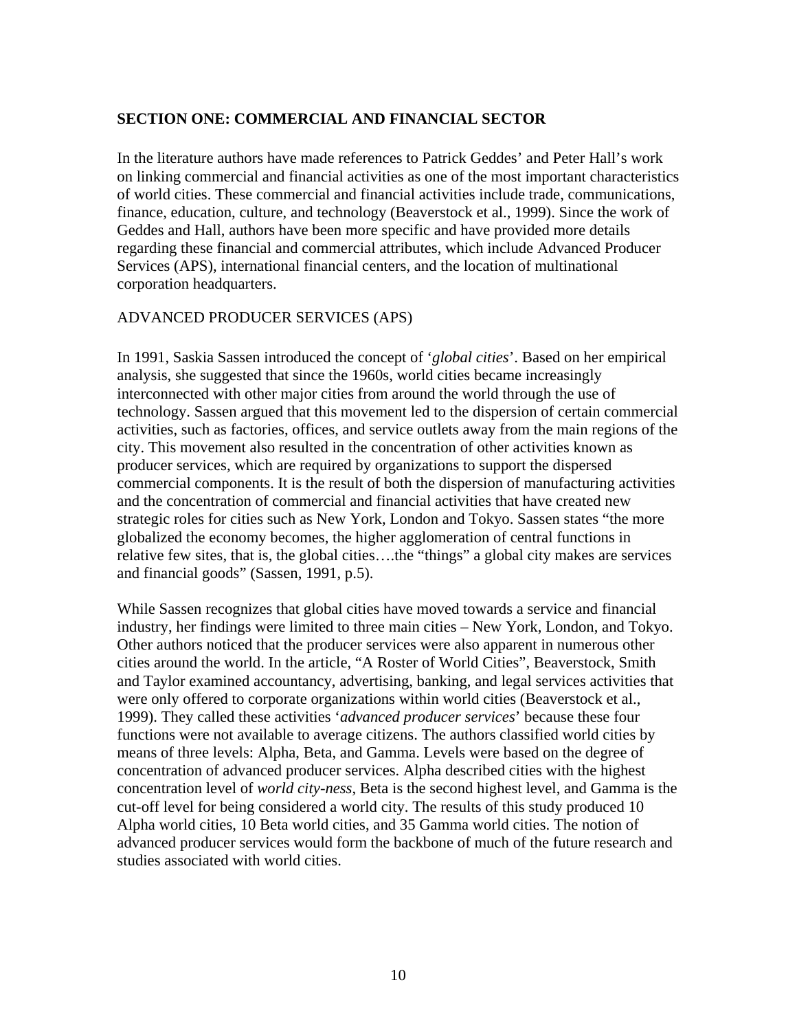## SECTION ONE: COMMERCIAL AND FINANCIAL SECTOR

In the literature authors have made references to Patrick Geddes' and Peter Hall's work on linking commercial and financial activities as one of the most important characteristics of world cities. These commercial and financial activities include trade, communications, finance, education, culture, and technology (Beaverstock et al., 1999). Since the work of Geddes and Hall, authors have been more specific and have provided more details regarding these financial and commercial attributes, which include Advanced Producer Services (APS), international financial centers, and the location of multinational corporation headquarters.

### ADVANCED PRODUCER SERVICES (APS)

In 1991, Saskia Sassen introduced the concept of '*global cities*'. Based on her empirical analysis, she suggested that since the 1960s, world cities became increasingly interconnected with other major cities from around the world through the use of technology. Sassen argued that this movement led to the dispersion of certain commercial activities, such as factories, offices, and service outlets away from the main regions of the city. This movement also resulted in the concentration of other activities known as producer services, which are required by organizations to support the dispersed commercial components. It is the result of both the dispersion of manufacturing activities and the concentration of commercial and financial activities that have created new strategic roles for cities such as New York, London and Tokyo. Sassen states "the more globalized the economy becomes, the higher agglomeration of central functions in relative few sites, that is, the global cities….the "things" a global city makes are services and financial goods" (Sassen, 1991, p.5).

While Sassen recognizes that global cities have moved towards a service and financial industry, her findings were limited to three main cities – New York, London, and Tokyo. Other authors noticed that the producer services were also apparent in numerous other cities around the world. In the article, "A Roster of World Cities", Beaverstock, Smith and Taylor examined accountancy, advertising, banking, and legal services activities that were only offered to corporate organizations within world cities (Beaverstock et al., 1999). They called these activities '*advanced producer services*' because these four functions were not available to average citizens. The authors classified world cities by means of three levels: Alpha, Beta, and Gamma. Levels were based on the degree of concentration of advanced producer services. Alpha described cities with the highest concentration level of *world city-ness*, Beta is the second highest level, and Gamma is the cut-off level for being considered a world city. The results of this study produced 10 Alpha world cities, 10 Beta world cities, and 35 Gamma world cities. The notion of advanced producer services would form the backbone of much of the future research and studies associated with world cities.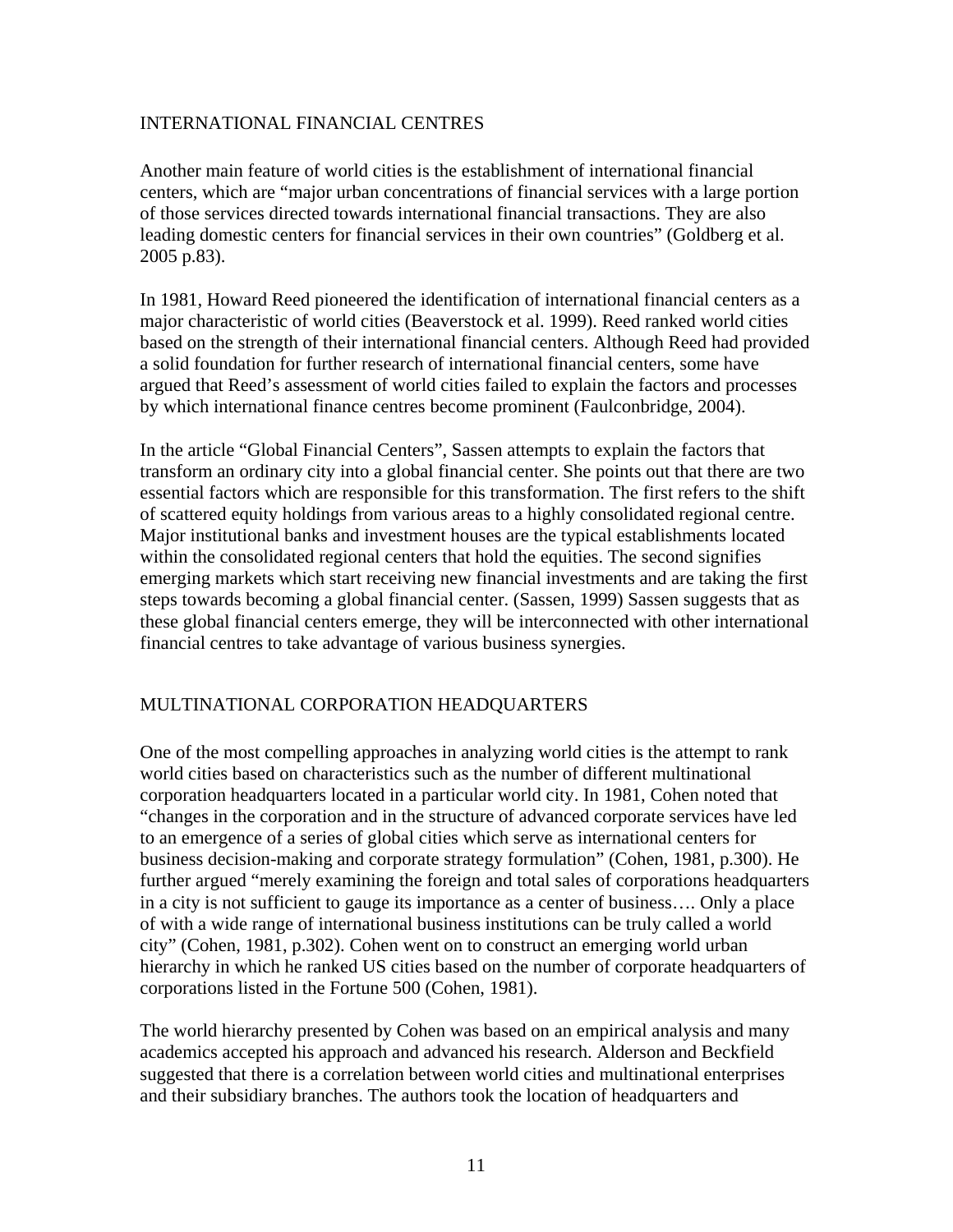## INTERNATIONAL FINANCIAL CENTRES

Another main feature of world cities is the establishment of international financial centers, which are "major urban concentrations of financial services with a large portion of those services directed towards international financial transactions. They are also leading domestic centers for financial services in their own countries" (Goldberg et al. 2005 p.83).

In 1981, Howard Reed pioneered the identification of international financial centers as a major characteristic of world cities (Beaverstock et al. 1999). Reed ranked world cities based on the strength of their international financial centers. Although Reed had provided a solid foundation for further research of international financial centers, some have argued that Reed's assessment of world cities failed to explain the factors and processes by which international finance centres become prominent (Faulconbridge, 2004).

In the article "Global Financial Centers", Sassen attempts to explain the factors that transform an ordinary city into a global financial center. She points out that there are two essential factors which are responsible for this transformation. The first refers to the shift of scattered equity holdings from various areas to a highly consolidated regional centre. Major institutional banks and investment houses are the typical establishments located within the consolidated regional centers that hold the equities. The second signifies emerging markets which start receiving new financial investments and are taking the first steps towards becoming a global financial center. (Sassen, 1999) Sassen suggests that as these global financial centers emerge, they will be interconnected with other international financial centres to take advantage of various business synergies.

## MULTINATIONAL CORPORATION HEADQUARTERS

One of the most compelling approaches in analyzing world cities is the attempt to rank world cities based on characteristics such as the number of different multinational corporation headquarters located in a particular world city. In 1981, Cohen noted that "changes in the corporation and in the structure of advanced corporate services have led to an emergence of a series of global cities which serve as international centers for business decision-making and corporate strategy formulation" (Cohen, 1981, p.300). He further argued "merely examining the foreign and total sales of corporations headquarters in a city is not sufficient to gauge its importance as a center of business…. Only a place of with a wide range of international business institutions can be truly called a world city" (Cohen, 1981, p.302). Cohen went on to construct an emerging world urban hierarchy in which he ranked US cities based on the number of corporate headquarters of corporations listed in the Fortune 500 (Cohen, 1981).

The world hierarchy presented by Cohen was based on an empirical analysis and many academics accepted his approach and advanced his research. Alderson and Beckfield suggested that there is a correlation between world cities and multinational enterprises and their subsidiary branches. The authors took the location of headquarters and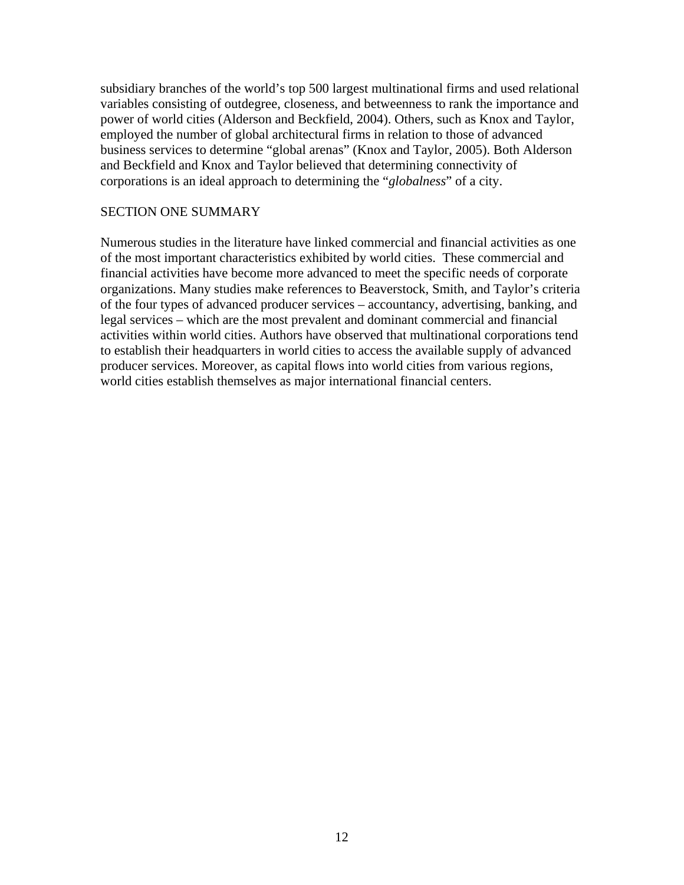subsidiary branches of the world's top 500 largest multinational firms and used relational variables consisting of outdegree, closeness, and betweenness to rank the importance and power of world cities (Alderson and Beckfield, 2004). Others, such as Knox and Taylor, employed the number of global architectural firms in relation to those of advanced business services to determine "global arenas" (Knox and Taylor, 2005). Both Alderson and Beckfield and Knox and Taylor believed that determining connectivity of corporations is an ideal approach to determining the "*globalness*" of a city.

## SECTION ONE SUMMARY

Numerous studies in the literature have linked commercial and financial activities as one of the most important characteristics exhibited by world cities. These commercial and financial activities have become more advanced to meet the specific needs of corporate organizations. Many studies make references to Beaverstock, Smith, and Taylor's criteria of the four types of advanced producer services – accountancy, advertising, banking, and legal services – which are the most prevalent and dominant commercial and financial activities within world cities. Authors have observed that multinational corporations tend to establish their headquarters in world cities to access the available supply of advanced producer services. Moreover, as capital flows into world cities from various regions, world cities establish themselves as major international financial centers.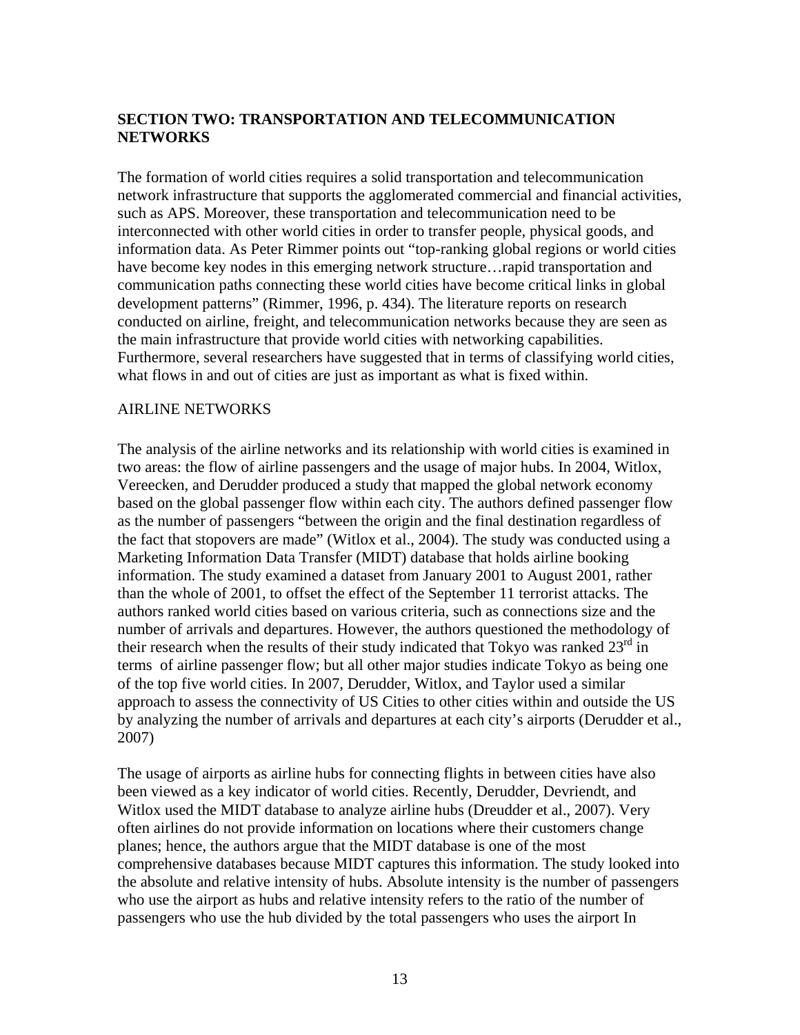## SECTION TWO: TRANSPORTATION AND TELECOMMUNICATION NETWORKS

The formation of world cities requires a solid transportation and telecommunication network infrastructure that supports the agglomerated commercial and financial activities, such as APS. Moreover, these transportation and telecommunication need to be interconnected with other world cities in order to transfer people, physical goods, and information data. As Peter Rimmer points out "top-ranking global regions or world cities have become key nodes in this emerging network structure…rapid transportation and communication paths connecting these world cities have become critical links in global development patterns" (Rimmer, 1996, p. 434). The literature reports on research conducted on airline, freight, and telecommunication networks because they are seen as the main infrastructure that provide world cities with networking capabilities. Furthermore, several researchers have suggested that in terms of classifying world cities, what flows in and out of cities are just as important as what is fixed within.

### AIRLINE NETWORKS

The analysis of the airline networks and its relationship with world cities is examined in two areas: the flow of airline passengers and the usage of major hubs. In 2004, Witlox, Vereecken, and Derudder produced a study that mapped the global network economy based on the global passenger flow within each city. The authors defined passenger flow as the number of passengers "between the origin and the final destination regardless of the fact that stopovers are made" (Witlox et al., 2004). The study was conducted using a Marketing Information Data Transfer (MIDT) database that holds airline booking information. The study examined a dataset from January 2001 to August 2001, rather than the whole of 2001, to offset the effect of the September 11 terrorist attacks. The authors ranked world cities based on various criteria, such as connections size and the number of arrivals and departures. However, the authors questioned the methodology of their research when the results of their study indicated that Tokyo was ranked 23rd in terms of airline passenger flow; but all other major studies indicate Tokyo as being one of the top five world cities. In 2007, Derudder, Witlox, and Taylor used a similar approach to assess the connectivity of US Cities to other cities within and outside the US by analyzing the number of arrivals and departures at each city's airports (Derudder et al., 2007)

The usage of airports as airline hubs for connecting flights in between cities have also been viewed as a key indicator of world cities. Recently, Derudder, Devriendt, and Witlox used the MIDT database to analyze airline hubs (Dreudder et al., 2007). Very often airlines do not provide information on locations where their customers change planes; hence, the authors argue that the MIDT database is one of the most comprehensive databases because MIDT captures this information. The study looked into the absolute and relative intensity of hubs. Absolute intensity is the number of passengers who use the airport as hubs and relative intensity refers to the ratio of the number of passengers who use the hub divided by the total passengers who uses the airport In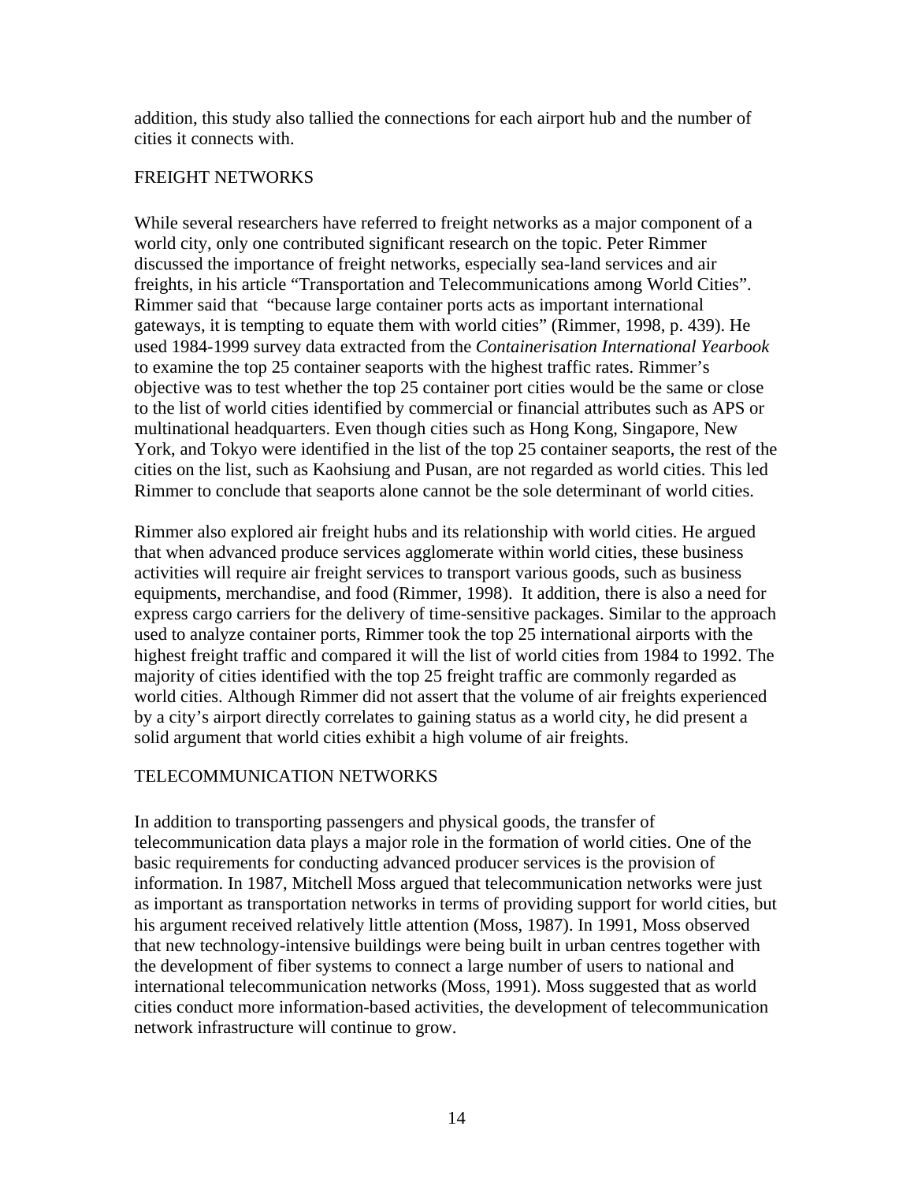addition, this study also tallied the connections for each airport hub and the number of cities it connects with.

## FREIGHT NETWORKS

While several researchers have referred to freight networks as a major component of a world city, only one contributed significant research on the topic. Peter Rimmer discussed the importance of freight networks, especially sea-land services and air freights, in his article "Transportation and Telecommunications among World Cities". Rimmer said that "because large container ports acts as important international gateways, it is tempting to equate them with world cities" (Rimmer, 1998, p. 439). He used 1984-1999 survey data extracted from the *Containerisation International Yearbook* to examine the top 25 container seaports with the highest traffic rates. Rimmer's objective was to test whether the top 25 container port cities would be the same or close to the list of world cities identified by commercial or financial attributes such as APS or multinational headquarters. Even though cities such as Hong Kong, Singapore, New York, and Tokyo were identified in the list of the top 25 container seaports, the rest of the cities on the list, such as Kaohsiung and Pusan, are not regarded as world cities. This led Rimmer to conclude that seaports alone cannot be the sole determinant of world cities.

Rimmer also explored air freight hubs and its relationship with world cities. He argued that when advanced produce services agglomerate within world cities, these business activities will require air freight services to transport various goods, such as business equipments, merchandise, and food (Rimmer, 1998). It addition, there is also a need for express cargo carriers for the delivery of time-sensitive packages. Similar to the approach used to analyze container ports, Rimmer took the top 25 international airports with the highest freight traffic and compared it will the list of world cities from 1984 to 1992. The majority of cities identified with the top 25 freight traffic are commonly regarded as world cities. Although Rimmer did not assert that the volume of air freights experienced by a city's airport directly correlates to gaining status as a world city, he did present a solid argument that world cities exhibit a high volume of air freights.

## TELECOMMUNICATION NETWORKS

In addition to transporting passengers and physical goods, the transfer of telecommunication data plays a major role in the formation of world cities. One of the basic requirements for conducting advanced producer services is the provision of information. In 1987, Mitchell Moss argued that telecommunication networks were just as important as transportation networks in terms of providing support for world cities, but his argument received relatively little attention (Moss, 1987). In 1991, Moss observed that new technology-intensive buildings were being built in urban centres together with the development of fiber systems to connect a large number of users to national and international telecommunication networks (Moss, 1991). Moss suggested that as world cities conduct more information-based activities, the development of telecommunication network infrastructure will continue to grow.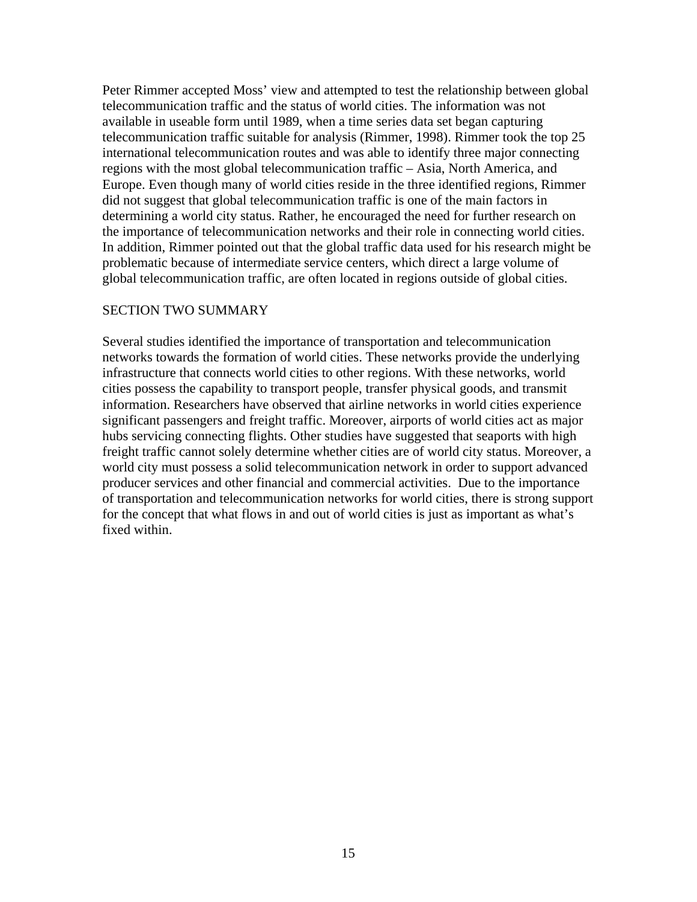Peter Rimmer accepted Moss' view and attempted to test the relationship between global telecommunication traffic and the status of world cities. The information was not available in useable form until 1989, when a time series data set began capturing telecommunication traffic suitable for analysis (Rimmer, 1998). Rimmer took the top 25 international telecommunication routes and was able to identify three major connecting regions with the most global telecommunication traffic – Asia, North America, and Europe. Even though many of world cities reside in the three identified regions, Rimmer did not suggest that global telecommunication traffic is one of the main factors in determining a world city status. Rather, he encouraged the need for further research on the importance of telecommunication networks and their role in connecting world cities. In addition, Rimmer pointed out that the global traffic data used for his research might be problematic because of intermediate service centers, which direct a large volume of global telecommunication traffic, are often located in regions outside of global cities.

## SECTION TWO SUMMARY

Several studies identified the importance of transportation and telecommunication networks towards the formation of world cities. These networks provide the underlying infrastructure that connects world cities to other regions. With these networks, world cities possess the capability to transport people, transfer physical goods, and transmit information. Researchers have observed that airline networks in world cities experience significant passengers and freight traffic. Moreover, airports of world cities act as major hubs servicing connecting flights. Other studies have suggested that seaports with high freight traffic cannot solely determine whether cities are of world city status. Moreover, a world city must possess a solid telecommunication network in order to support advanced producer services and other financial and commercial activities. Due to the importance of transportation and telecommunication networks for world cities, there is strong support for the concept that what flows in and out of world cities is just as important as what's fixed within.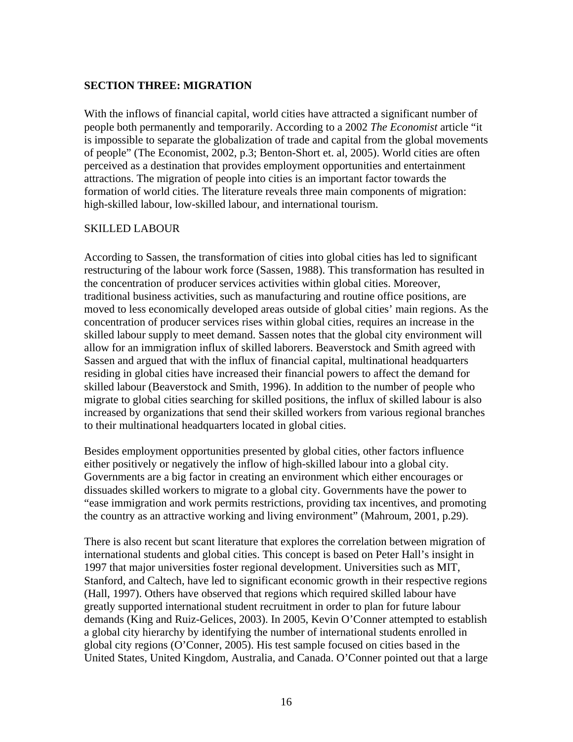## SECTION THREE: MIGRATION

With the inflows of financial capital, world cities have attracted a significant number of people both permanently and temporarily. According to a 2002 *The Economist* article "it is impossible to separate the globalization of trade and capital from the global movements of people" (The Economist, 2002, p.3; Benton-Short et. al, 2005). World cities are often perceived as a destination that provides employment opportunities and entertainment attractions. The migration of people into cities is an important factor towards the formation of world cities. The literature reveals three main components of migration: high-skilled labour, low-skilled labour, and international tourism.

### SKILLED LABOUR

According to Sassen, the transformation of cities into global cities has led to significant restructuring of the labour work force (Sassen, 1988). This transformation has resulted in the concentration of producer services activities within global cities. Moreover, traditional business activities, such as manufacturing and routine office positions, are moved to less economically developed areas outside of global cities' main regions. As the concentration of producer services rises within global cities, requires an increase in the skilled labour supply to meet demand. Sassen notes that the global city environment will allow for an immigration influx of skilled laborers. Beaverstock and Smith agreed with Sassen and argued that with the influx of financial capital, multinational headquarters residing in global cities have increased their financial powers to affect the demand for skilled labour (Beaverstock and Smith, 1996). In addition to the number of people who migrate to global cities searching for skilled positions, the influx of skilled labour is also increased by organizations that send their skilled workers from various regional branches to their multinational headquarters located in global cities.

Besides employment opportunities presented by global cities, other factors influence either positively or negatively the inflow of high-skilled labour into a global city. Governments are a big factor in creating an environment which either encourages or dissuades skilled workers to migrate to a global city. Governments have the power to "ease immigration and work permits restrictions, providing tax incentives, and promoting the country as an attractive working and living environment" (Mahroum, 2001, p.29).

There is also recent but scant literature that explores the correlation between migration of international students and global cities. This concept is based on Peter Hall's insight in 1997 that major universities foster regional development. Universities such as MIT, Stanford, and Caltech, have led to significant economic growth in their respective regions (Hall, 1997). Others have observed that regions which required skilled labour have greatly supported international student recruitment in order to plan for future labour demands (King and Ruiz-Gelices, 2003). In 2005, Kevin O'Conner attempted to establish a global city hierarchy by identifying the number of international students enrolled in global city regions (O'Conner, 2005). His test sample focused on cities based in the United States, United Kingdom, Australia, and Canada. O'Conner pointed out that a large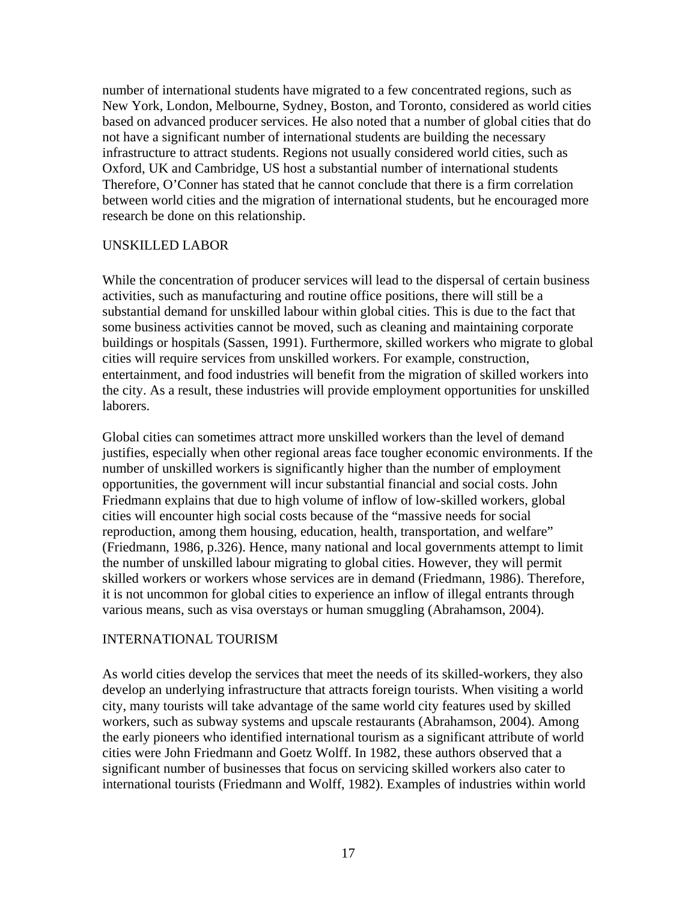number of international students have migrated to a few concentrated regions, such as New York, London, Melbourne, Sydney, Boston, and Toronto, considered as world cities based on advanced producer services. He also noted that a number of global cities that do not have a significant number of international students are building the necessary infrastructure to attract students. Regions not usually considered world cities, such as Oxford, UK and Cambridge, US host a substantial number of international students Therefore, O'Conner has stated that he cannot conclude that there is a firm correlation between world cities and the migration of international students, but he encouraged more research be done on this relationship.

## UNSKILLED LABOR

While the concentration of producer services will lead to the dispersal of certain business activities, such as manufacturing and routine office positions, there will still be a substantial demand for unskilled labour within global cities. This is due to the fact that some business activities cannot be moved, such as cleaning and maintaining corporate buildings or hospitals (Sassen, 1991). Furthermore, skilled workers who migrate to global cities will require services from unskilled workers. For example, construction, entertainment, and food industries will benefit from the migration of skilled workers into the city. As a result, these industries will provide employment opportunities for unskilled laborers.

Global cities can sometimes attract more unskilled workers than the level of demand justifies, especially when other regional areas face tougher economic environments. If the number of unskilled workers is significantly higher than the number of employment opportunities, the government will incur substantial financial and social costs. John Friedmann explains that due to high volume of inflow of low-skilled workers, global cities will encounter high social costs because of the "massive needs for social reproduction, among them housing, education, health, transportation, and welfare" (Friedmann, 1986, p.326). Hence, many national and local governments attempt to limit the number of unskilled labour migrating to global cities. However, they will permit skilled workers or workers whose services are in demand (Friedmann, 1986). Therefore, it is not uncommon for global cities to experience an inflow of illegal entrants through various means, such as visa overstays or human smuggling (Abrahamson, 2004).

## INTERNATIONAL TOURISM

As world cities develop the services that meet the needs of its skilled-workers, they also develop an underlying infrastructure that attracts foreign tourists. When visiting a world city, many tourists will take advantage of the same world city features used by skilled workers, such as subway systems and upscale restaurants (Abrahamson, 2004). Among the early pioneers who identified international tourism as a significant attribute of world cities were John Friedmann and Goetz Wolff. In 1982, these authors observed that a significant number of businesses that focus on servicing skilled workers also cater to international tourists (Friedmann and Wolff, 1982). Examples of industries within world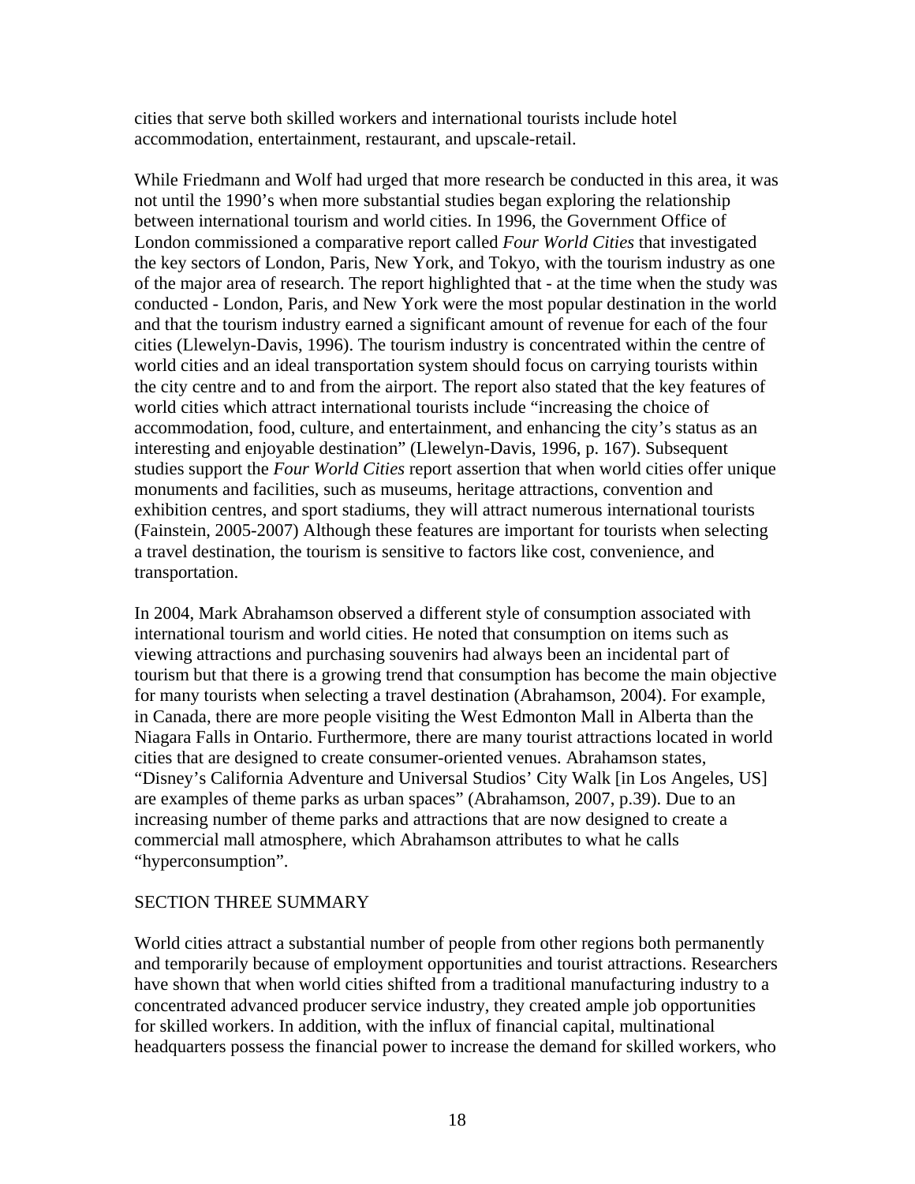cities that serve both skilled workers and international tourists include hotel accommodation, entertainment, restaurant, and upscale-retail.

While Friedmann and Wolf had urged that more research be conducted in this area, it was not until the 1990's when more substantial studies began exploring the relationship between international tourism and world cities. In 1996, the Government Office of London commissioned a comparative report called *Four World Cities* that investigated the key sectors of London, Paris, New York, and Tokyo, with the tourism industry as one of the major area of research. The report highlighted that - at the time when the study was conducted - London, Paris, and New York were the most popular destination in the world and that the tourism industry earned a significant amount of revenue for each of the four cities (Llewelyn-Davis, 1996). The tourism industry is concentrated within the centre of world cities and an ideal transportation system should focus on carrying tourists within the city centre and to and from the airport. The report also stated that the key features of world cities which attract international tourists include "increasing the choice of accommodation, food, culture, and entertainment, and enhancing the city's status as an interesting and enjoyable destination" (Llewelyn-Davis, 1996, p. 167). Subsequent studies support the *Four World Cities* report assertion that when world cities offer unique monuments and facilities, such as museums, heritage attractions, convention and exhibition centres, and sport stadiums, they will attract numerous international tourists (Fainstein, 2005-2007) Although these features are important for tourists when selecting a travel destination, the tourism is sensitive to factors like cost, convenience, and transportation.

In 2004, Mark Abrahamson observed a different style of consumption associated with international tourism and world cities. He noted that consumption on items such as viewing attractions and purchasing souvenirs had always been an incidental part of tourism but that there is a growing trend that consumption has become the main objective for many tourists when selecting a travel destination (Abrahamson, 2004). For example, in Canada, there are more people visiting the West Edmonton Mall in Alberta than the Niagara Falls in Ontario. Furthermore, there are many tourist attractions located in world cities that are designed to create consumer-oriented venues. Abrahamson states, "Disney's California Adventure and Universal Studios' City Walk [in Los Angeles, US] are examples of theme parks as urban spaces" (Abrahamson, 2007, p.39). Due to an increasing number of theme parks and attractions that are now designed to create a commercial mall atmosphere, which Abrahamson attributes to what he calls "hyperconsumption".

## SECTION THREE SUMMARY

World cities attract a substantial number of people from other regions both permanently and temporarily because of employment opportunities and tourist attractions. Researchers have shown that when world cities shifted from a traditional manufacturing industry to a concentrated advanced producer service industry, they created ample job opportunities for skilled workers. In addition, with the influx of financial capital, multinational headquarters possess the financial power to increase the demand for skilled workers, who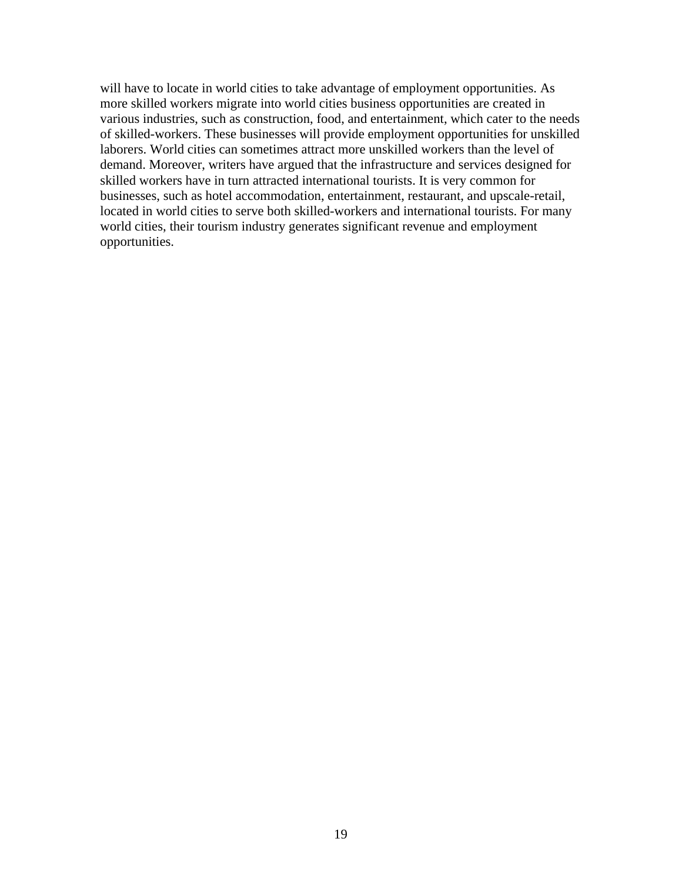will have to locate in world cities to take advantage of employment opportunities. As more skilled workers migrate into world cities business opportunities are created in various industries, such as construction, food, and entertainment, which cater to the needs of skilled-workers. These businesses will provide employment opportunities for unskilled laborers. World cities can sometimes attract more unskilled workers than the level of demand. Moreover, writers have argued that the infrastructure and services designed for skilled workers have in turn attracted international tourists. It is very common for businesses, such as hotel accommodation, entertainment, restaurant, and upscale-retail, located in world cities to serve both skilled-workers and international tourists. For many world cities, their tourism industry generates significant revenue and employment opportunities.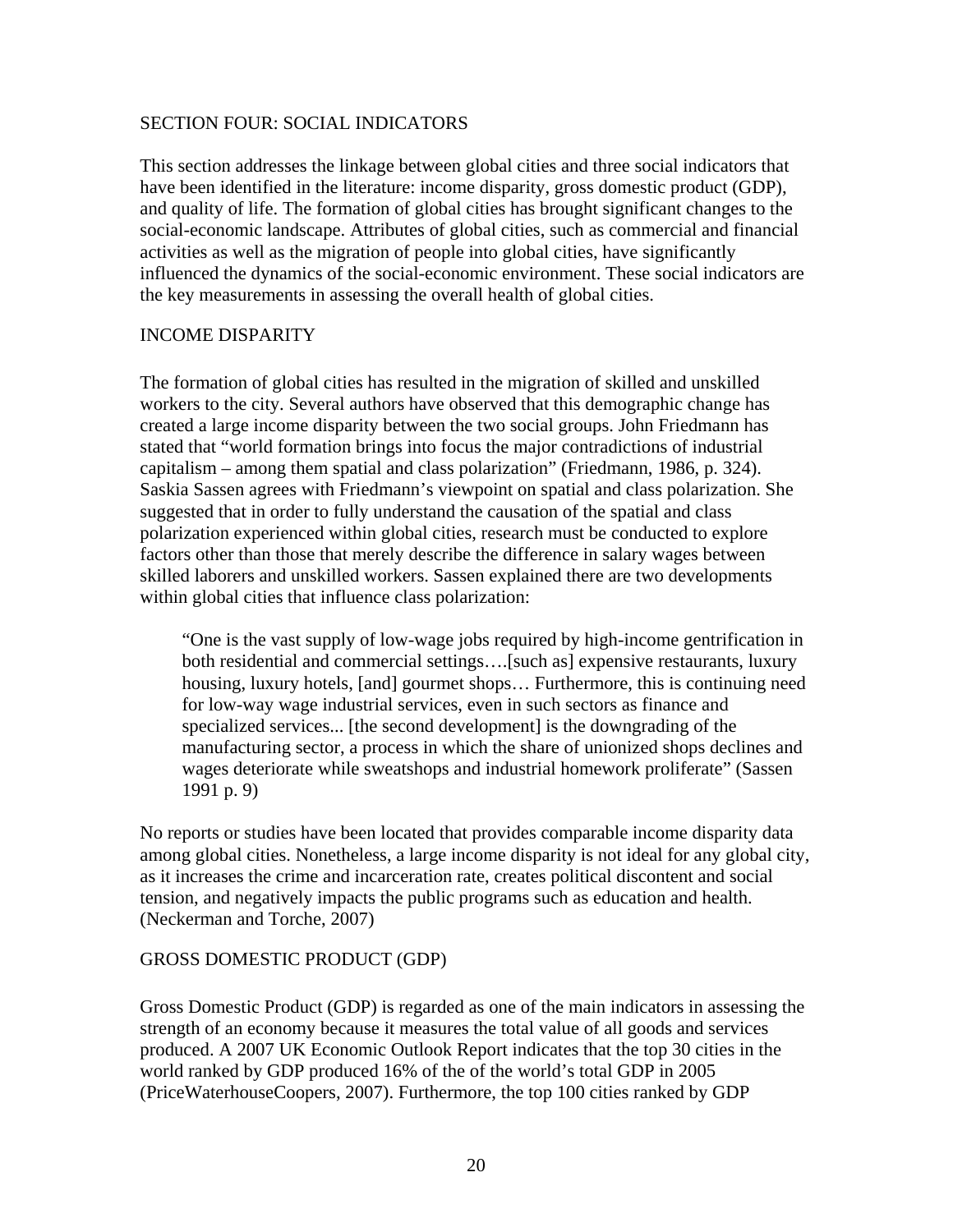## SECTION FOUR: SOCIAL INDICATORS

This section addresses the linkage between global cities and three social indicators that have been identified in the literature: income disparity, gross domestic product (GDP), and quality of life. The formation of global cities has brought significant changes to the social-economic landscape. Attributes of global cities, such as commercial and financial activities as well as the migration of people into global cities, have significantly influenced the dynamics of the social-economic environment. These social indicators are the key measurements in assessing the overall health of global cities.

### INCOME DISPARITY

The formation of global cities has resulted in the migration of skilled and unskilled workers to the city. Several authors have observed that this demographic change has created a large income disparity between the two social groups. John Friedmann has stated that "world formation brings into focus the major contradictions of industrial capitalism – among them spatial and class polarization" (Friedmann, 1986, p. 324). Saskia Sassen agrees with Friedmann's viewpoint on spatial and class polarization. She suggested that in order to fully understand the causation of the spatial and class polarization experienced within global cities, research must be conducted to explore factors other than those that merely describe the difference in salary wages between skilled laborers and unskilled workers. Sassen explained there are two developments within global cities that influence class polarization:

> "One is the vast supply of low-wage jobs required by high-income gentrification in both residential and commercial settings….[such as] expensive restaurants, luxury housing, luxury hotels, [and] gourmet shops… Furthermore, this is continuing need for low-way wage industrial services, even in such sectors as finance and specialized services... [the second development] is the downgrading of the manufacturing sector, a process in which the share of unionized shops declines and wages deteriorate while sweatshops and industrial homework proliferate" (Sassen 1991 p. 9)

No reports or studies have been located that provides comparable income disparity data among global cities. Nonetheless, a large income disparity is not ideal for any global city, as it increases the crime and incarceration rate, creates political discontent and social tension, and negatively impacts the public programs such as education and health. (Neckerman and Torche, 2007)

### GROSS DOMESTIC PRODUCT (GDP)

Gross Domestic Product (GDP) is regarded as one of the main indicators in assessing the strength of an economy because it measures the total value of all goods and services produced. A 2007 UK Economic Outlook Report indicates that the top 30 cities in the world ranked by GDP produced 16% of the of the world's total GDP in 2005 (PriceWaterhouseCoopers, 2007). Furthermore, the top 100 cities ranked by GDP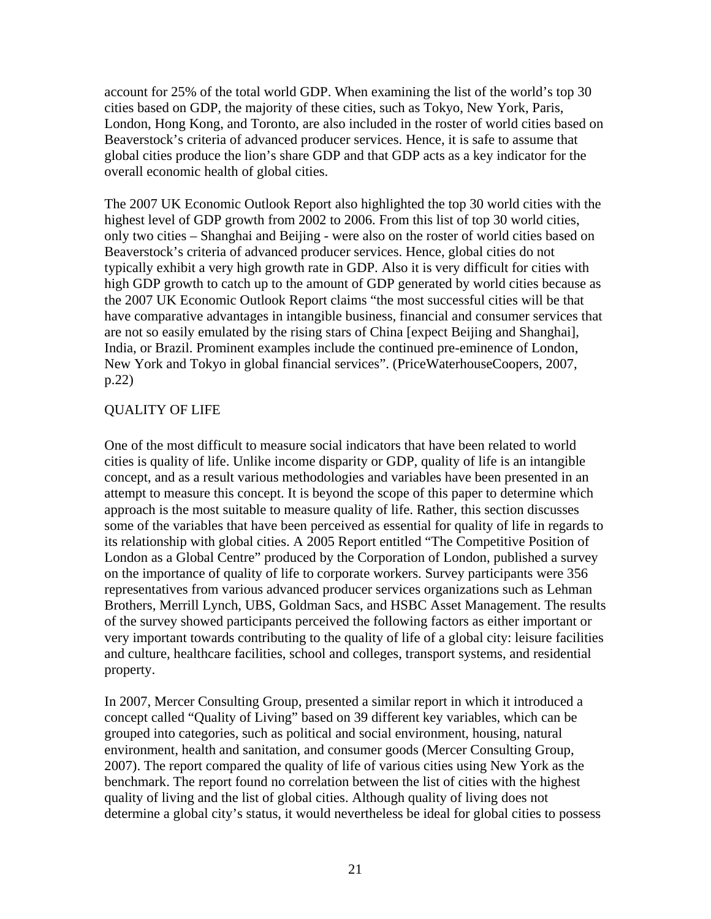account for 25% of the total world GDP. When examining the list of the world's top 30 cities based on GDP, the majority of these cities, such as Tokyo, New York, Paris, London, Hong Kong, and Toronto, are also included in the roster of world cities based on Beaverstock's criteria of advanced producer services. Hence, it is safe to assume that global cities produce the lion's share GDP and that GDP acts as a key indicator for the overall economic health of global cities.

The 2007 UK Economic Outlook Report also highlighted the top 30 world cities with the highest level of GDP growth from 2002 to 2006. From this list of top 30 world cities, only two cities – Shanghai and Beijing - were also on the roster of world cities based on Beaverstock's criteria of advanced producer services. Hence, global cities do not typically exhibit a very high growth rate in GDP. Also it is very difficult for cities with high GDP growth to catch up to the amount of GDP generated by world cities because as the 2007 UK Economic Outlook Report claims "the most successful cities will be that have comparative advantages in intangible business, financial and consumer services that are not so easily emulated by the rising stars of China [expect Beijing and Shanghai], India, or Brazil. Prominent examples include the continued pre-eminence of London, New York and Tokyo in global financial services". (PriceWaterhouseCoopers, 2007, p.22)

## QUALITY OF LIFE

One of the most difficult to measure social indicators that have been related to world cities is quality of life. Unlike income disparity or GDP, quality of life is an intangible concept, and as a result various methodologies and variables have been presented in an attempt to measure this concept. It is beyond the scope of this paper to determine which approach is the most suitable to measure quality of life. Rather, this section discusses some of the variables that have been perceived as essential for quality of life in regards to its relationship with global cities. A 2005 Report entitled "The Competitive Position of London as a Global Centre" produced by the Corporation of London, published a survey on the importance of quality of life to corporate workers. Survey participants were 356 representatives from various advanced producer services organizations such as Lehman Brothers, Merrill Lynch, UBS, Goldman Sacs, and HSBC Asset Management. The results of the survey showed participants perceived the following factors as either important or very important towards contributing to the quality of life of a global city: leisure facilities and culture, healthcare facilities, school and colleges, transport systems, and residential property.

In 2007, Mercer Consulting Group, presented a similar report in which it introduced a concept called "Quality of Living" based on 39 different key variables, which can be grouped into categories, such as political and social environment, housing, natural environment, health and sanitation, and consumer goods (Mercer Consulting Group, 2007). The report compared the quality of life of various cities using New York as the benchmark. The report found no correlation between the list of cities with the highest quality of living and the list of global cities. Although quality of living does not determine a global city's status, it would nevertheless be ideal for global cities to possess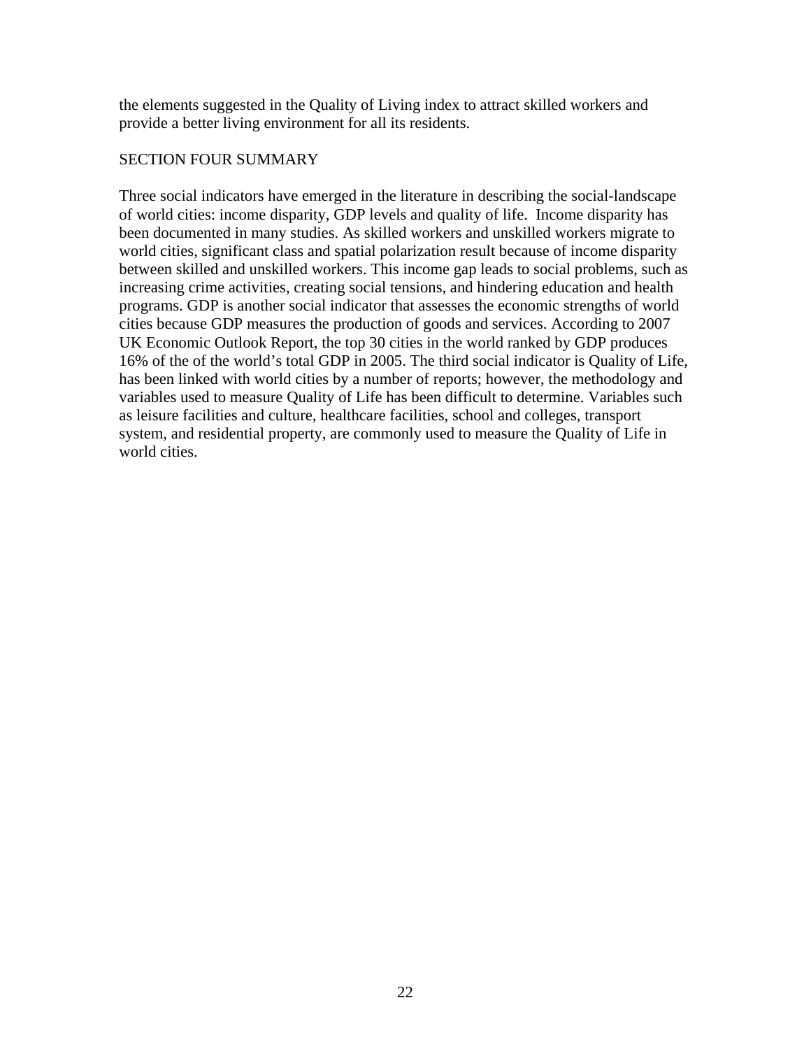the elements suggested in the Quality of Living index to attract skilled workers and provide a better living environment for all its residents.

## SECTION FOUR SUMMARY

Three social indicators have emerged in the literature in describing the social-landscape of world cities: income disparity, GDP levels and quality of life. Income disparity has been documented in many studies. As skilled workers and unskilled workers migrate to world cities, significant class and spatial polarization result because of income disparity between skilled and unskilled workers. This income gap leads to social problems, such as increasing crime activities, creating social tensions, and hindering education and health programs. GDP is another social indicator that assesses the economic strengths of world cities because GDP measures the production of goods and services. According to 2007 UK Economic Outlook Report, the top 30 cities in the world ranked by GDP produces 16% of the of the world's total GDP in 2005. The third social indicator is Quality of Life, has been linked with world cities by a number of reports; however, the methodology and variables used to measure Quality of Life has been difficult to determine. Variables such as leisure facilities and culture, healthcare facilities, school and colleges, transport system, and residential property, are commonly used to measure the Quality of Life in world cities.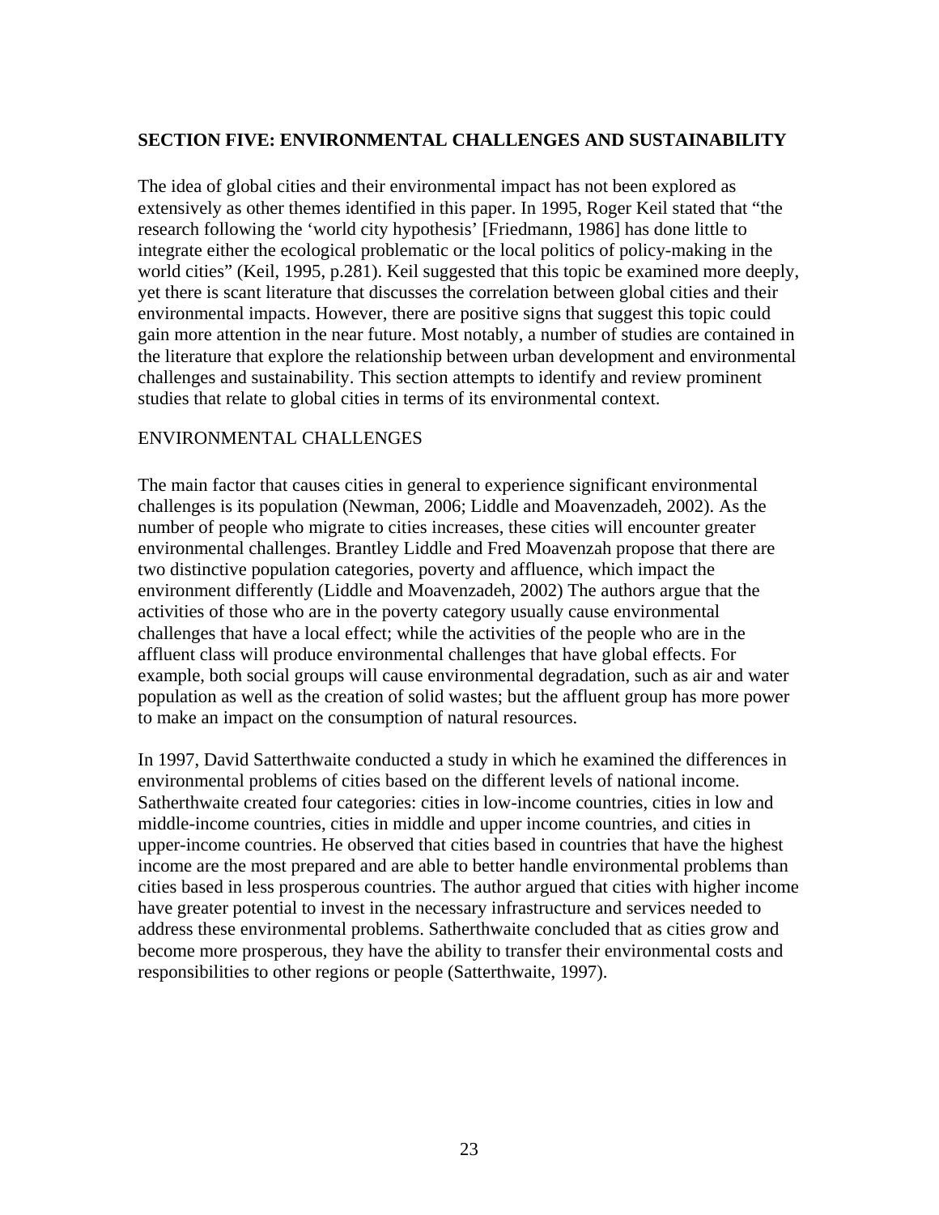## SECTION FIVE: ENVIRONMENTAL CHALLENGES AND SUSTAINABILITY

The idea of global cities and their environmental impact has not been explored as extensively as other themes identified in this paper. In 1995, Roger Keil stated that "the research following the 'world city hypothesis' [Friedmann, 1986] has done little to integrate either the ecological problematic or the local politics of policy-making in the world cities" (Keil, 1995, p.281). Keil suggested that this topic be examined more deeply, yet there is scant literature that discusses the correlation between global cities and their environmental impacts. However, there are positive signs that suggest this topic could gain more attention in the near future. Most notably, a number of studies are contained in the literature that explore the relationship between urban development and environmental challenges and sustainability. This section attempts to identify and review prominent studies that relate to global cities in terms of its environmental context.

### ENVIRONMENTAL CHALLENGES

The main factor that causes cities in general to experience significant environmental challenges is its population (Newman, 2006; Liddle and Moavenzadeh, 2002). As the number of people who migrate to cities increases, these cities will encounter greater environmental challenges. Brantley Liddle and Fred Moavenzah propose that there are two distinctive population categories, poverty and affluence, which impact the environment differently (Liddle and Moavenzadeh, 2002) The authors argue that the activities of those who are in the poverty category usually cause environmental challenges that have a local effect; while the activities of the people who are in the affluent class will produce environmental challenges that have global effects. For example, both social groups will cause environmental degradation, such as air and water population as well as the creation of solid wastes; but the affluent group has more power to make an impact on the consumption of natural resources.

In 1997, David Satterthwaite conducted a study in which he examined the differences in environmental problems of cities based on the different levels of national income. Satherthwaite created four categories: cities in low-income countries, cities in low and middle-income countries, cities in middle and upper income countries, and cities in upper-income countries. He observed that cities based in countries that have the highest income are the most prepared and are able to better handle environmental problems than cities based in less prosperous countries. The author argued that cities with higher income have greater potential to invest in the necessary infrastructure and services needed to address these environmental problems. Satherthwaite concluded that as cities grow and become more prosperous, they have the ability to transfer their environmental costs and responsibilities to other regions or people (Satterthwaite, 1997).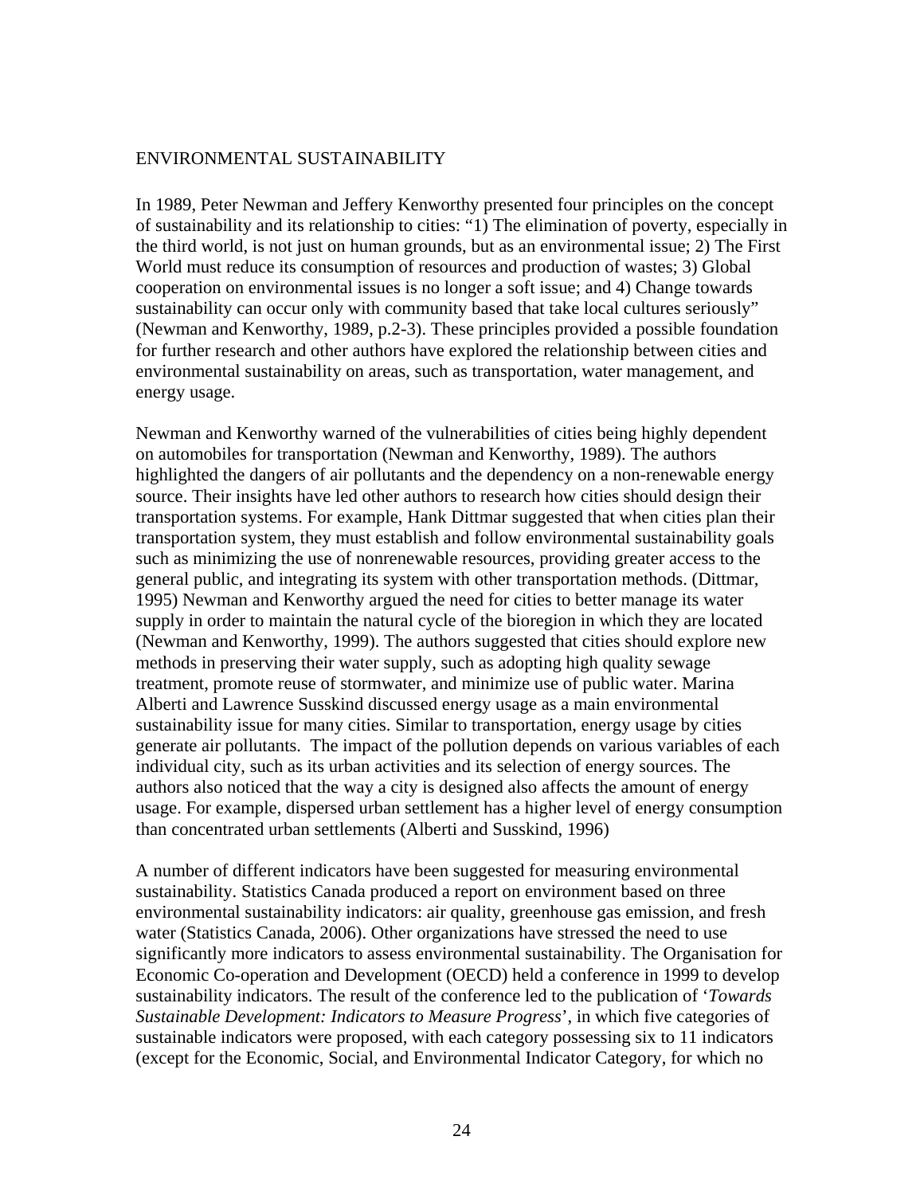## ENVIRONMENTAL SUSTAINABILITY

In 1989, Peter Newman and Jeffery Kenworthy presented four principles on the concept of sustainability and its relationship to cities: "1) The elimination of poverty, especially in the third world, is not just on human grounds, but as an environmental issue; 2) The First World must reduce its consumption of resources and production of wastes; 3) Global cooperation on environmental issues is no longer a soft issue; and 4) Change towards sustainability can occur only with community based that take local cultures seriously" (Newman and Kenworthy, 1989, p.2-3). These principles provided a possible foundation for further research and other authors have explored the relationship between cities and environmental sustainability on areas, such as transportation, water management, and energy usage.

Newman and Kenworthy warned of the vulnerabilities of cities being highly dependent on automobiles for transportation (Newman and Kenworthy, 1989). The authors highlighted the dangers of air pollutants and the dependency on a non-renewable energy source. Their insights have led other authors to research how cities should design their transportation systems. For example, Hank Dittmar suggested that when cities plan their transportation system, they must establish and follow environmental sustainability goals such as minimizing the use of nonrenewable resources, providing greater access to the general public, and integrating its system with other transportation methods. (Dittmar, 1995) Newman and Kenworthy argued the need for cities to better manage its water supply in order to maintain the natural cycle of the bioregion in which they are located (Newman and Kenworthy, 1999). The authors suggested that cities should explore new methods in preserving their water supply, such as adopting high quality sewage treatment, promote reuse of stormwater, and minimize use of public water. Marina Alberti and Lawrence Susskind discussed energy usage as a main environmental sustainability issue for many cities. Similar to transportation, energy usage by cities generate air pollutants. The impact of the pollution depends on various variables of each individual city, such as its urban activities and its selection of energy sources. The authors also noticed that the way a city is designed also affects the amount of energy usage. For example, dispersed urban settlement has a higher level of energy consumption than concentrated urban settlements (Alberti and Susskind, 1996)

A number of different indicators have been suggested for measuring environmental sustainability. Statistics Canada produced a report on environment based on three environmental sustainability indicators: air quality, greenhouse gas emission, and fresh water (Statistics Canada, 2006). Other organizations have stressed the need to use significantly more indicators to assess environmental sustainability. The Organisation for Economic Co-operation and Development (OECD) held a conference in 1999 to develop sustainability indicators. The result of the conference led to the publication of '*Towards Sustainable Development: Indicators to Measure Progress*', in which five categories of sustainable indicators were proposed, with each category possessing six to 11 indicators (except for the Economic, Social, and Environmental Indicator Category, for which no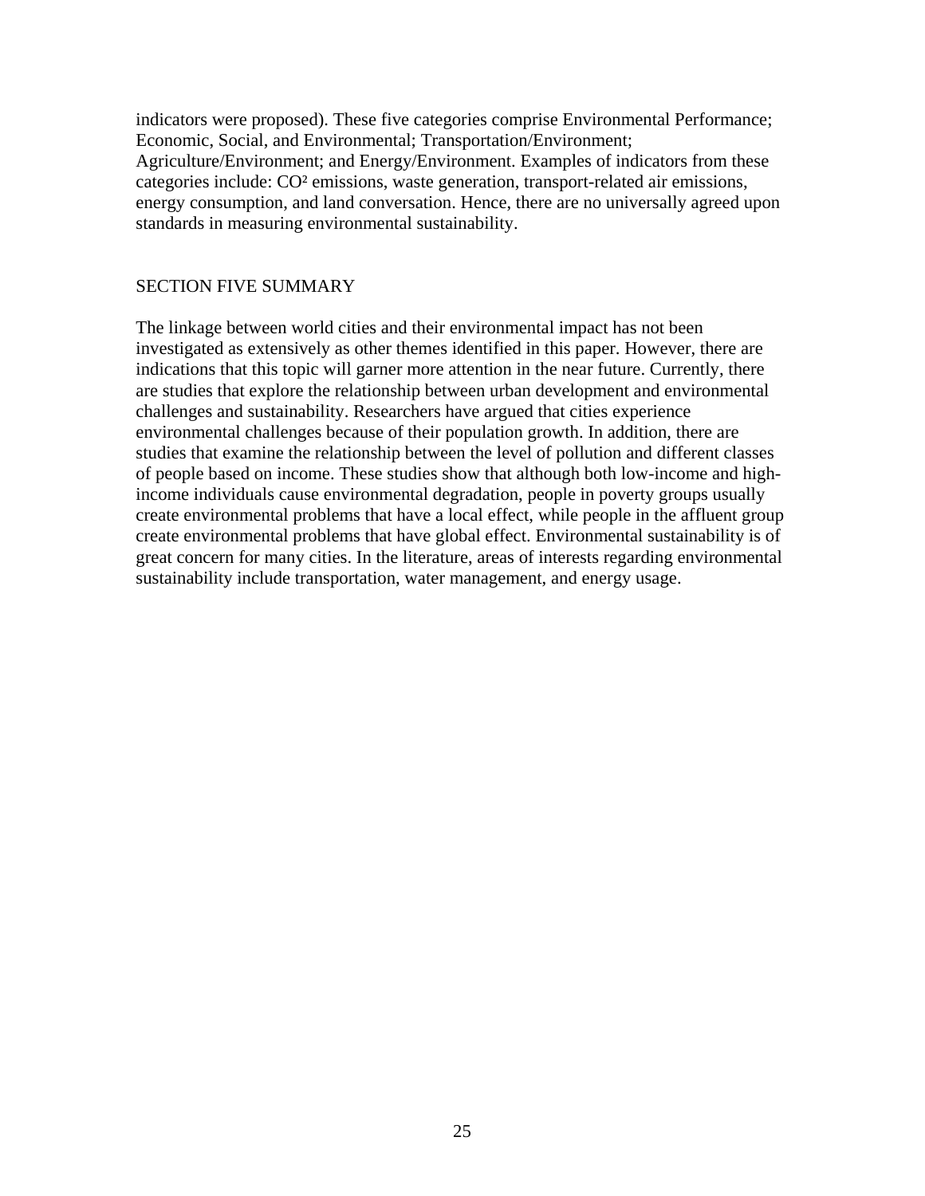indicators were proposed). These five categories comprise Environmental Performance; Economic, Social, and Environmental; Transportation/Environment; Agriculture/Environment; and Energy/Environment. Examples of indicators from these categories include: $CO^2$ emissions, waste generation, transport-related air emissions, energy consumption, and land conversation. Hence, there are no universally agreed upon standards in measuring environmental sustainability.

## SECTION FIVE SUMMARY

The linkage between world cities and their environmental impact has not been investigated as extensively as other themes identified in this paper. However, there are indications that this topic will garner more attention in the near future. Currently, there are studies that explore the relationship between urban development and environmental challenges and sustainability. Researchers have argued that cities experience environmental challenges because of their population growth. In addition, there are studies that examine the relationship between the level of pollution and different classes of people based on income. These studies show that although both low-income and high-income individuals cause environmental degradation, people in poverty groups usually create environmental problems that have a local effect, while people in the affluent group create environmental problems that have global effect. Environmental sustainability is of great concern for many cities. In the literature, areas of interests regarding environmental sustainability include transportation, water management, and energy usage.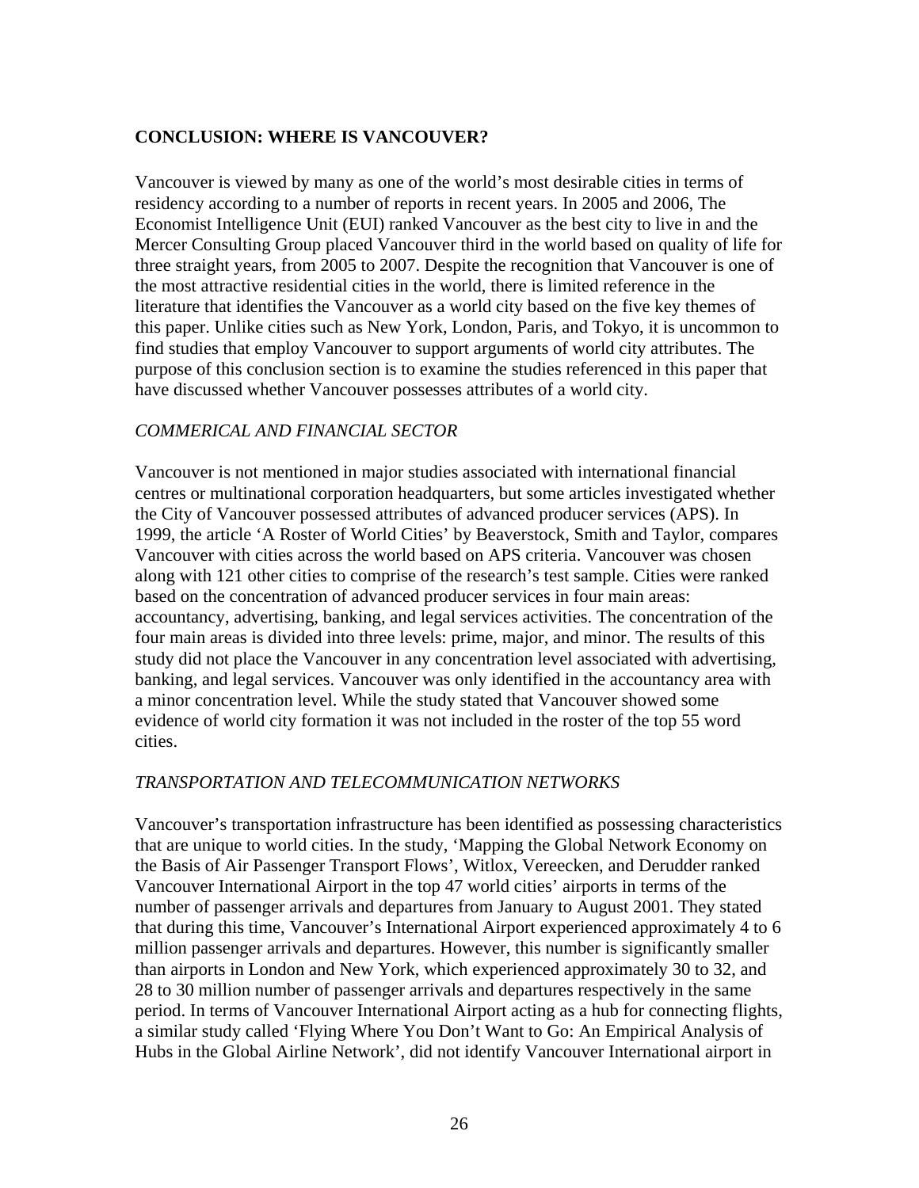## CONCLUSION: WHERE IS VANCOUVER?

Vancouver is viewed by many as one of the world's most desirable cities in terms of residency according to a number of reports in recent years. In 2005 and 2006, The Economist Intelligence Unit (EUI) ranked Vancouver as the best city to live in and the Mercer Consulting Group placed Vancouver third in the world based on quality of life for three straight years, from 2005 to 2007. Despite the recognition that Vancouver is one of the most attractive residential cities in the world, there is limited reference in the literature that identifies the Vancouver as a world city based on the five key themes of this paper. Unlike cities such as New York, London, Paris, and Tokyo, it is uncommon to find studies that employ Vancouver to support arguments of world city attributes. The purpose of this conclusion section is to examine the studies referenced in this paper that have discussed whether Vancouver possesses attributes of a world city.

### *COMMERICAL AND FINANCIAL SECTOR*

Vancouver is not mentioned in major studies associated with international financial centres or multinational corporation headquarters, but some articles investigated whether the City of Vancouver possessed attributes of advanced producer services (APS). In 1999, the article 'A Roster of World Cities' by Beaverstock, Smith and Taylor, compares Vancouver with cities across the world based on APS criteria. Vancouver was chosen along with 121 other cities to comprise of the research's test sample. Cities were ranked based on the concentration of advanced producer services in four main areas: accountancy, advertising, banking, and legal services activities. The concentration of the four main areas is divided into three levels: prime, major, and minor. The results of this study did not place the Vancouver in any concentration level associated with advertising, banking, and legal services. Vancouver was only identified in the accountancy area with a minor concentration level. While the study stated that Vancouver showed some evidence of world city formation it was not included in the roster of the top 55 word cities.

### *TRANSPORTATION AND TELECOMMUNICATION NETWORKS*

Vancouver's transportation infrastructure has been identified as possessing characteristics that are unique to world cities. In the study, 'Mapping the Global Network Economy on the Basis of Air Passenger Transport Flows', Witlox, Vereecken, and Derudder ranked Vancouver International Airport in the top 47 world cities' airports in terms of the number of passenger arrivals and departures from January to August 2001. They stated that during this time, Vancouver's International Airport experienced approximately 4 to 6 million passenger arrivals and departures. However, this number is significantly smaller than airports in London and New York, which experienced approximately 30 to 32, and 28 to 30 million number of passenger arrivals and departures respectively in the same period. In terms of Vancouver International Airport acting as a hub for connecting flights, a similar study called 'Flying Where You Don't Want to Go: An Empirical Analysis of Hubs in the Global Airline Network', did not identify Vancouver International airport in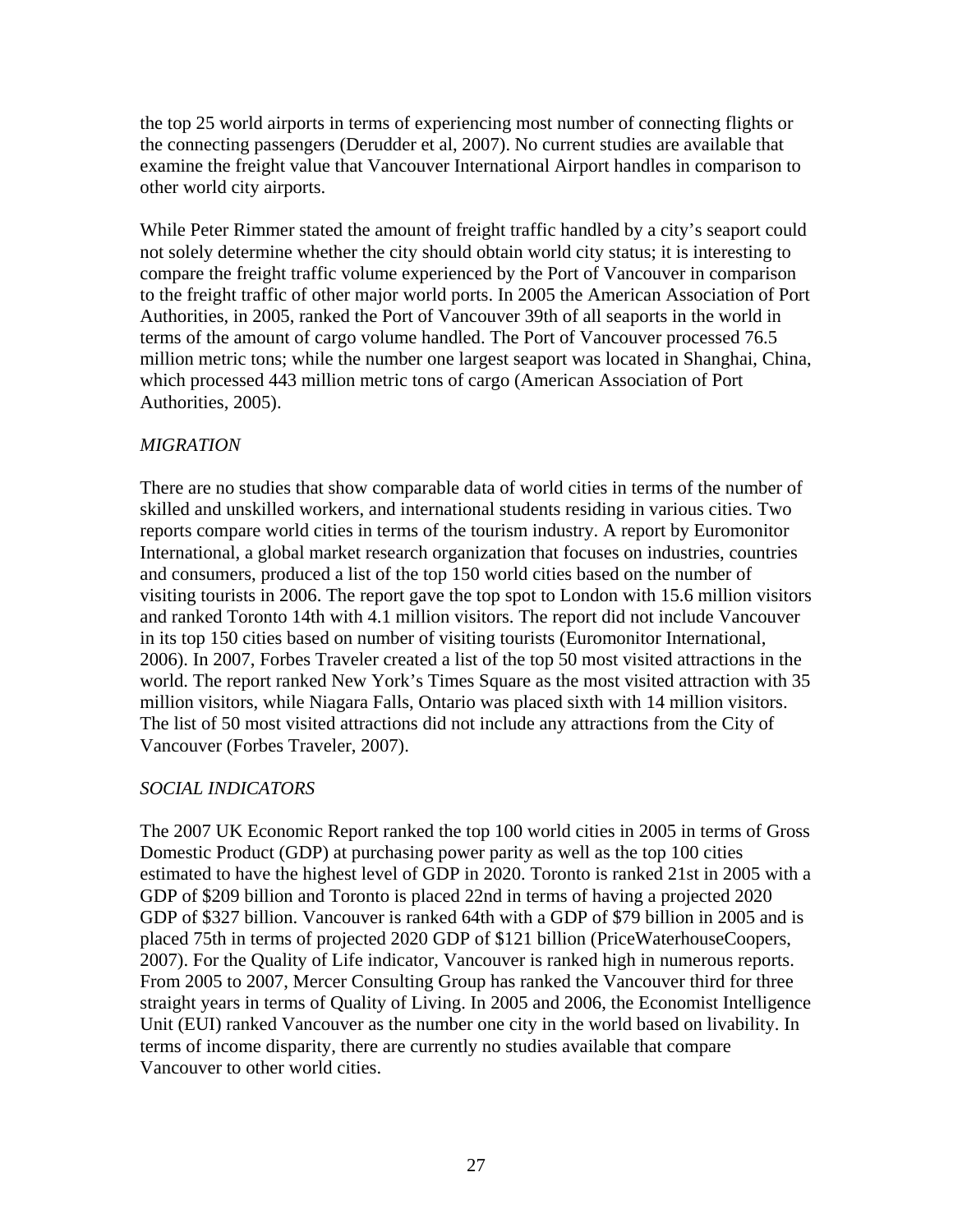the top 25 world airports in terms of experiencing most number of connecting flights or the connecting passengers (Derudder et al, 2007). No current studies are available that examine the freight value that Vancouver International Airport handles in comparison to other world city airports.

While Peter Rimmer stated the amount of freight traffic handled by a city's seaport could not solely determine whether the city should obtain world city status; it is interesting to compare the freight traffic volume experienced by the Port of Vancouver in comparison to the freight traffic of other major world ports. In 2005 the American Association of Port Authorities, in 2005, ranked the Port of Vancouver 39th of all seaports in the world in terms of the amount of cargo volume handled. The Port of Vancouver processed 76.5 million metric tons; while the number one largest seaport was located in Shanghai, China, which processed 443 million metric tons of cargo (American Association of Port Authorities, 2005).

*MIGRATION*

There are no studies that show comparable data of world cities in terms of the number of skilled and unskilled workers, and international students residing in various cities. Two reports compare world cities in terms of the tourism industry. A report by Euromonitor International, a global market research organization that focuses on industries, countries and consumers, produced a list of the top 150 world cities based on the number of visiting tourists in 2006. The report gave the top spot to London with 15.6 million visitors and ranked Toronto 14th with 4.1 million visitors. The report did not include Vancouver in its top 150 cities based on number of visiting tourists (Euromonitor International, 2006). In 2007, Forbes Traveler created a list of the top 50 most visited attractions in the world. The report ranked New York's Times Square as the most visited attraction with 35 million visitors, while Niagara Falls, Ontario was placed sixth with 14 million visitors. The list of 50 most visited attractions did not include any attractions from the City of Vancouver (Forbes Traveler, 2007).

*SOCIAL INDICATORS*

The 2007 UK Economic Report ranked the top 100 world cities in 2005 in terms of Gross Domestic Product (GDP) at purchasing power parity as well as the top 100 cities estimated to have the highest level of GDP in 2020. Toronto is ranked 21st in 2005 with a GDP of $209 billion and Toronto is placed 22nd in terms of having a projected 2020 GDP of $327 billion. Vancouver is ranked 64th with a GDP of $79 billion in 2005 and is placed 75th in terms of projected 2020 GDP of $121 billion (PriceWaterhouseCoopers, 2007). For the Quality of Life indicator, Vancouver is ranked high in numerous reports. From 2005 to 2007, Mercer Consulting Group has ranked the Vancouver third for three straight years in terms of Quality of Living. In 2005 and 2006, the Economist Intelligence Unit (EUI) ranked Vancouver as the number one city in the world based on livability. In terms of income disparity, there are currently no studies available that compare Vancouver to other world cities.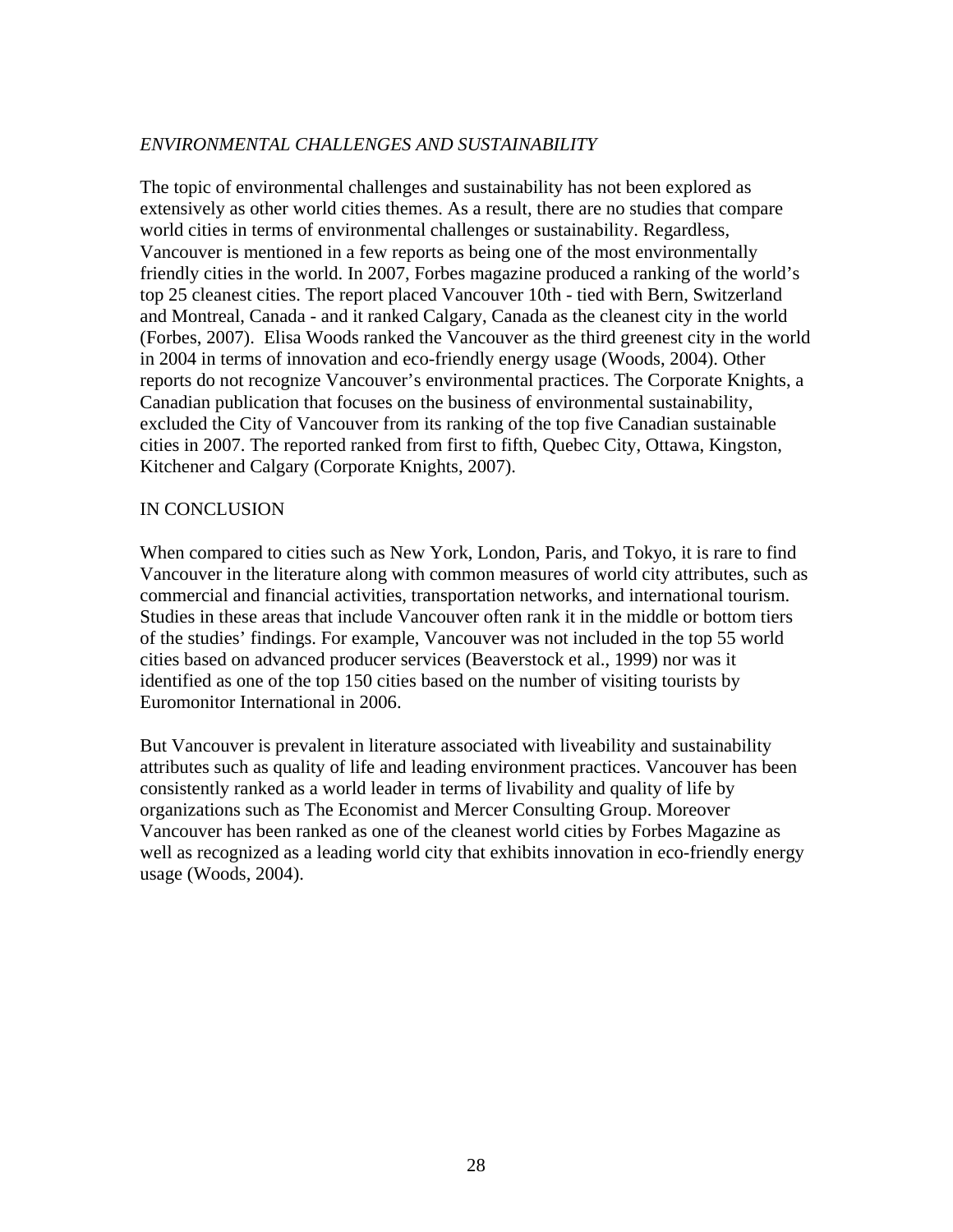## *ENVIRONMENTAL CHALLENGES AND SUSTAINABILITY*

The topic of environmental challenges and sustainability has not been explored as extensively as other world cities themes. As a result, there are no studies that compare world cities in terms of environmental challenges or sustainability. Regardless, Vancouver is mentioned in a few reports as being one of the most environmentally friendly cities in the world. In 2007, Forbes magazine produced a ranking of the world's top 25 cleanest cities. The report placed Vancouver 10th - tied with Bern, Switzerland and Montreal, Canada - and it ranked Calgary, Canada as the cleanest city in the world (Forbes, 2007). Elisa Woods ranked the Vancouver as the third greenest city in the world in 2004 in terms of innovation and eco-friendly energy usage (Woods, 2004). Other reports do not recognize Vancouver's environmental practices. The Corporate Knights, a Canadian publication that focuses on the business of environmental sustainability, excluded the City of Vancouver from its ranking of the top five Canadian sustainable cities in 2007. The reported ranked from first to fifth, Quebec City, Ottawa, Kingston, Kitchener and Calgary (Corporate Knights, 2007).

## IN CONCLUSION

When compared to cities such as New York, London, Paris, and Tokyo, it is rare to find Vancouver in the literature along with common measures of world city attributes, such as commercial and financial activities, transportation networks, and international tourism. Studies in these areas that include Vancouver often rank it in the middle or bottom tiers of the studies' findings. For example, Vancouver was not included in the top 55 world cities based on advanced producer services (Beaverstock et al., 1999) nor was it identified as one of the top 150 cities based on the number of visiting tourists by Euromonitor International in 2006.

But Vancouver is prevalent in literature associated with liveability and sustainability attributes such as quality of life and leading environment practices. Vancouver has been consistently ranked as a world leader in terms of livability and quality of life by organizations such as The Economist and Mercer Consulting Group. Moreover Vancouver has been ranked as one of the cleanest world cities by Forbes Magazine as well as recognized as a leading world city that exhibits innovation in eco-friendly energy usage (Woods, 2004).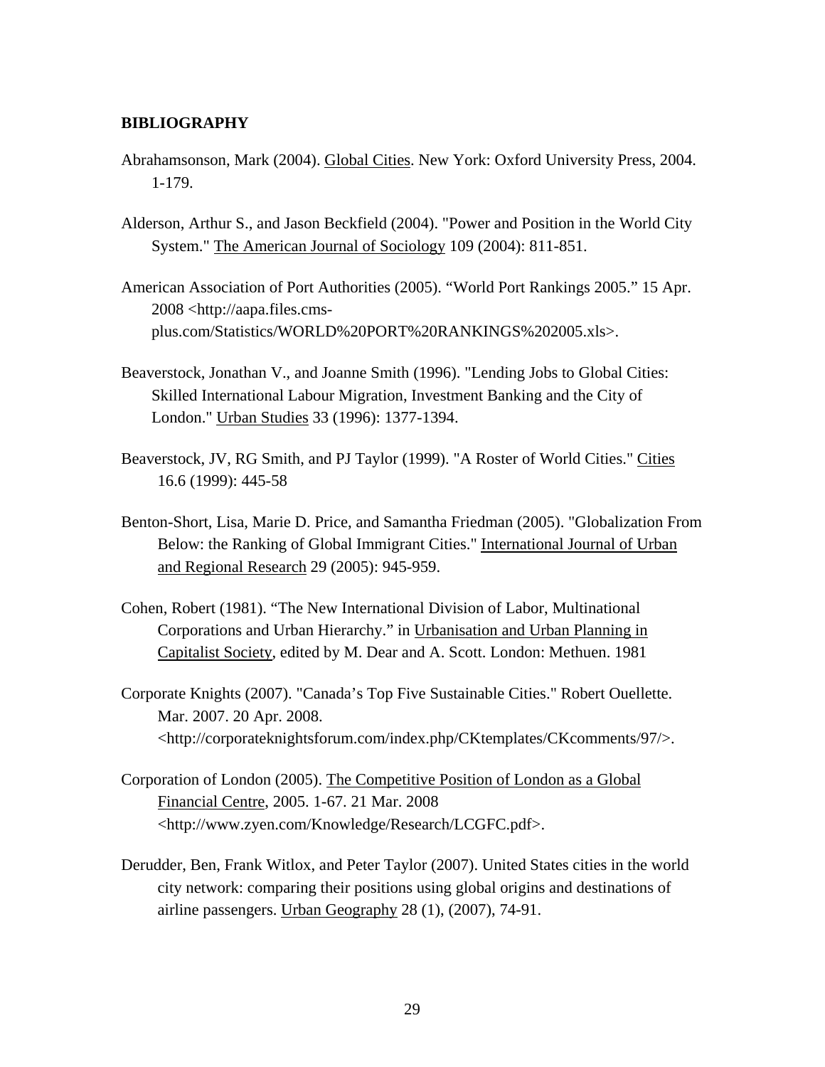**BIBLIOGRAPHY**

Abrahamsonson, Mark (2004). Global Cities. New York: Oxford University Press, 2004. 1-179.

Alderson, Arthur S., and Jason Beckfield (2004). "Power and Position in the World City System." The American Journal of Sociology 109 (2004): 811-851.

American Association of Port Authorities (2005). "World Port Rankings 2005." 15 Apr. 2008 <http://aapa.files.cms-plus.com/Statistics/WORLD%20PORT%20RANKINGS%202005.xls>.

Beaverstock, Jonathan V., and Joanne Smith (1996). "Lending Jobs to Global Cities: Skilled International Labour Migration, Investment Banking and the City of London." Urban Studies 33 (1996): 1377-1394.

Beaverstock, JV, RG Smith, and PJ Taylor (1999). "A Roster of World Cities." Cities 16.6 (1999): 445-58

Benton-Short, Lisa, Marie D. Price, and Samantha Friedman (2005). "Globalization From Below: the Ranking of Global Immigrant Cities." International Journal of Urban and Regional Research 29 (2005): 945-959.

Cohen, Robert (1981). "The New International Division of Labor, Multinational Corporations and Urban Hierarchy." in Urbanisation and Urban Planning in Capitalist Society, edited by M. Dear and A. Scott. London: Methuen. 1981

Corporate Knights (2007). "Canada's Top Five Sustainable Cities." Robert Ouellette. Mar. 2007. 20 Apr. 2008. <http://corporateknightsforum.com/index.php/CKtemplates/CKcomments/97/>.

Corporation of London (2005). The Competitive Position of London as a Global Financial Centre, 2005. 1-67. 21 Mar. 2008 <http://www.zyen.com/Knowledge/Research/LCGFC.pdf>.

Derudder, Ben, Frank Witlox, and Peter Taylor (2007). United States cities in the world city network: comparing their positions using global origins and destinations of airline passengers. Urban Geography 28 (1), (2007), 74-91.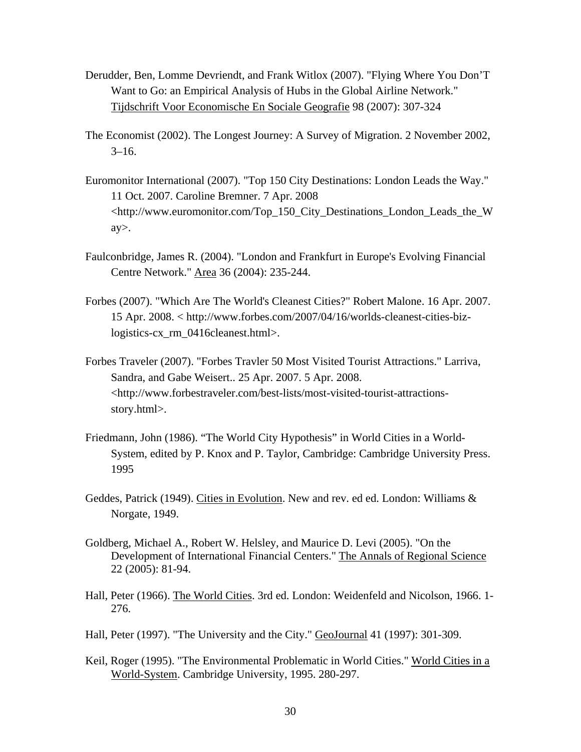Derudder, Ben, Lomme Devriendt, and Frank Witlox (2007). "Flying Where You Don'T Want to Go: an Empirical Analysis of Hubs in the Global Airline Network." Tijdschrift Voor Economische En Sociale Geografie 98 (2007): 307-324

The Economist (2002). The Longest Journey: A Survey of Migration. 2 November 2002, 3–16.

Euromonitor International (2007). "Top 150 City Destinations: London Leads the Way." 11 Oct. 2007. Caroline Bremner. 7 Apr. 2008 <http://www.euromonitor.com/Top_150_City_Destinations_London_Leads_the_Way>.

Faulconbridge, James R. (2004). "London and Frankfurt in Europe's Evolving Financial Centre Network." Area 36 (2004): 235-244.

Forbes (2007). "Which Are The World's Cleanest Cities?" Robert Malone. 16 Apr. 2007. 15 Apr. 2008. < http://www.forbes.com/2007/04/16/worlds-cleanest-cities-biz-logistics-cx_rm_0416cleanest.html>.

Forbes Traveler (2007). "Forbes Travler 50 Most Visited Tourist Attractions." Larriva, Sandra, and Gabe Weisert.. 25 Apr. 2007. 5 Apr. 2008. <http://www.forbestraveler.com/best-lists/most-visited-tourist-attractions-story.html>.

Friedmann, John (1986). "The World City Hypothesis" in World Cities in a World-System, edited by P. Knox and P. Taylor, Cambridge: Cambridge University Press. 1995

Geddes, Patrick (1949). Cities in Evolution. New and rev. ed ed. London: Williams & Norgate, 1949.

Goldberg, Michael A., Robert W. Helsley, and Maurice D. Levi (2005). "On the Development of International Financial Centers." The Annals of Regional Science 22 (2005): 81-94.

Hall, Peter (1966). The World Cities. 3rd ed. London: Weidenfeld and Nicolson, 1966. 1-276.

Hall, Peter (1997). "The University and the City." GeoJournal 41 (1997): 301-309.

Keil, Roger (1995). "The Environmental Problematic in World Cities." World Cities in a World-System. Cambridge University, 1995. 280-297.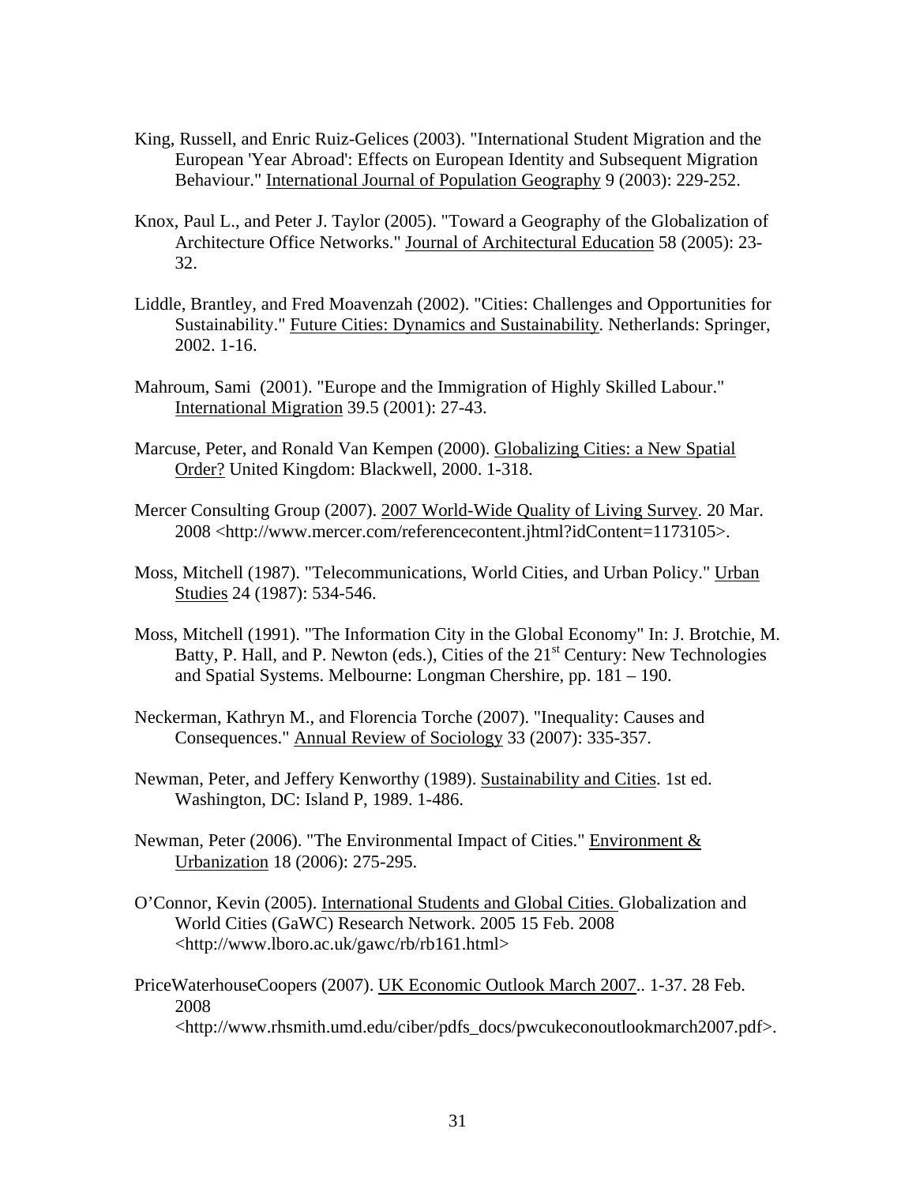King, Russell, and Enric Ruiz-Gelices (2003). "International Student Migration and the European 'Year Abroad': Effects on European Identity and Subsequent Migration Behaviour." International Journal of Population Geography 9 (2003): 229-252.

Knox, Paul L., and Peter J. Taylor (2005). "Toward a Geography of the Globalization of Architecture Office Networks." Journal of Architectural Education 58 (2005): 23-32.

Liddle, Brantley, and Fred Moavenzah (2002). "Cities: Challenges and Opportunities for Sustainability." Future Cities: Dynamics and Sustainability. Netherlands: Springer, 2002. 1-16.

Mahroum, Sami (2001). "Europe and the Immigration of Highly Skilled Labour." International Migration 39.5 (2001): 27-43.

Marcuse, Peter, and Ronald Van Kempen (2000). Globalizing Cities: a New Spatial Order? United Kingdom: Blackwell, 2000. 1-318.

Mercer Consulting Group (2007). 2007 World-Wide Quality of Living Survey. 20 Mar. 2008 <http://www.mercer.com/referencecontent.jhtml?idContent=1173105>.

Moss, Mitchell (1987). "Telecommunications, World Cities, and Urban Policy." Urban Studies 24 (1987): 534-546.

Moss, Mitchell (1991). "The Information City in the Global Economy" In: J. Brotchie, M. Batty, P. Hall, and P. Newton (eds.), Cities of the 21st Century: New Technologies and Spatial Systems. Melbourne: Longman Chershire, pp. 181 – 190.

Neckerman, Kathryn M., and Florencia Torche (2007). "Inequality: Causes and Consequences." Annual Review of Sociology 33 (2007): 335-357.

Newman, Peter, and Jeffery Kenworthy (1989). Sustainability and Cities. 1st ed. Washington, DC: Island P, 1989. 1-486.

Newman, Peter (2006). "The Environmental Impact of Cities." Environment & Urbanization 18 (2006): 275-295.

O'Connor, Kevin (2005). International Students and Global Cities. Globalization and World Cities (GaWC) Research Network. 2005 15 Feb. 2008 <http://www.lboro.ac.uk/gawc/rb/rb161.html>

PriceWaterhouseCoopers (2007). UK Economic Outlook March 2007.. 1-37. 28 Feb. 2008 <http://www.rhsmith.umd.edu/ciber/pdfs_docs/pwcukeconoutlookmarch2007.pdf>.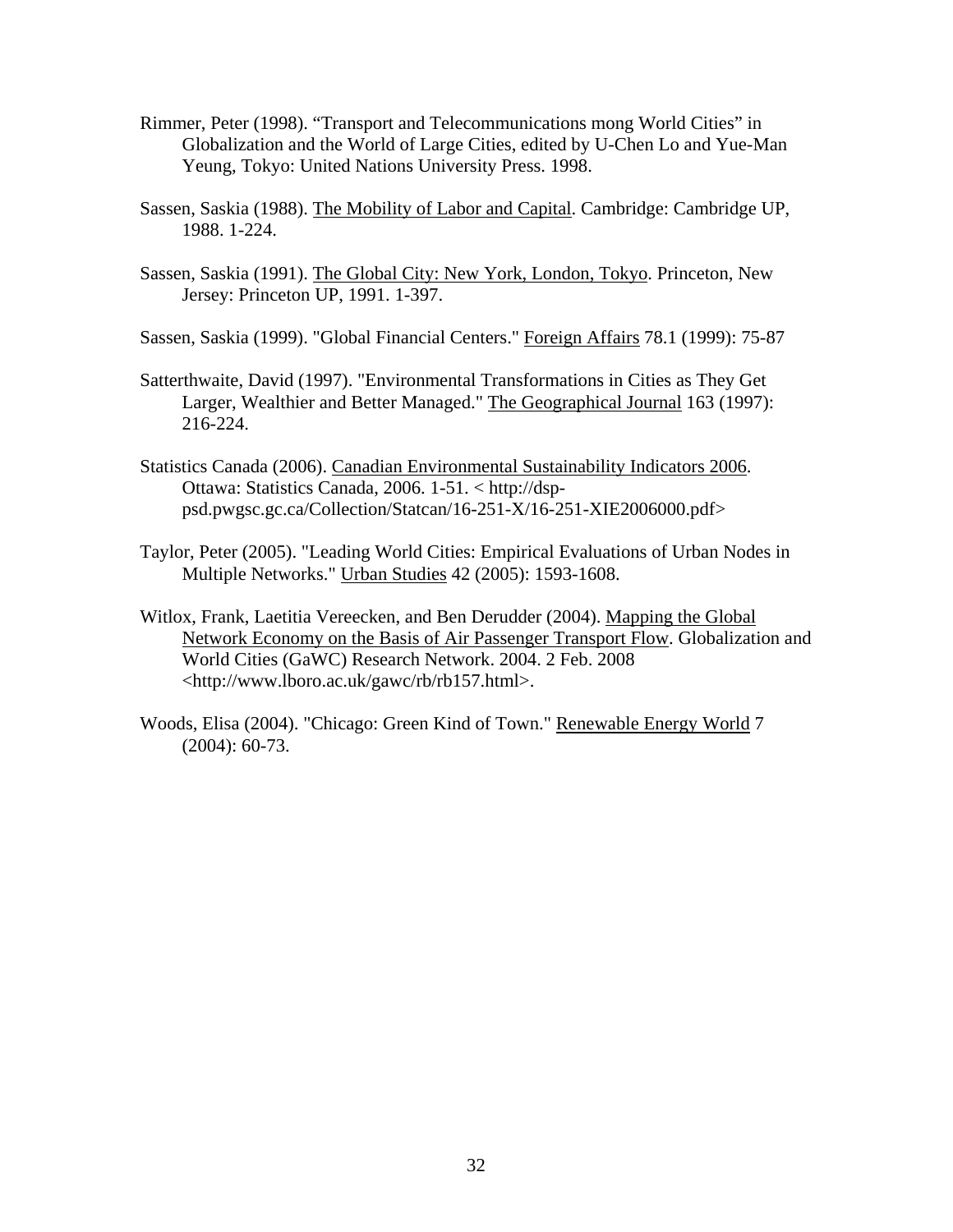Rimmer, Peter (1998). “Transport and Telecommunications mong World Cities” in Globalization and the World of Large Cities, edited by U-Chen Lo and Yue-Man Yeung, Tokyo: United Nations University Press. 1998.

Sassen, Saskia (1988). The Mobility of Labor and Capital. Cambridge: Cambridge UP, 1988. 1-224.

Sassen, Saskia (1991). The Global City: New York, London, Tokyo. Princeton, New Jersey: Princeton UP, 1991. 1-397.

Sassen, Saskia (1999). "Global Financial Centers." Foreign Affairs 78.1 (1999): 75-87

Satterthwaite, David (1997). "Environmental Transformations in Cities as They Get Larger, Wealthier and Better Managed." The Geographical Journal 163 (1997): 216-224.

Statistics Canada (2006). Canadian Environmental Sustainability Indicators 2006. Ottawa: Statistics Canada, 2006. 1-51. < http://dsp-psd.pwgsc.gc.ca/Collection/Statcan/16-251-X/16-251-XIE2006000.pdf>

Taylor, Peter (2005). "Leading World Cities: Empirical Evaluations of Urban Nodes in Multiple Networks." Urban Studies 42 (2005): 1593-1608.

Witlox, Frank, Laetitia Vereecken, and Ben Derudder (2004). Mapping the Global Network Economy on the Basis of Air Passenger Transport Flow. Globalization and World Cities (GaWC) Research Network. 2004. 2 Feb. 2008 <http://www.lboro.ac.uk/gawc/rb/rb157.html>.

Woods, Elisa (2004). "Chicago: Green Kind of Town." Renewable Energy World 7 (2004): 60-73.